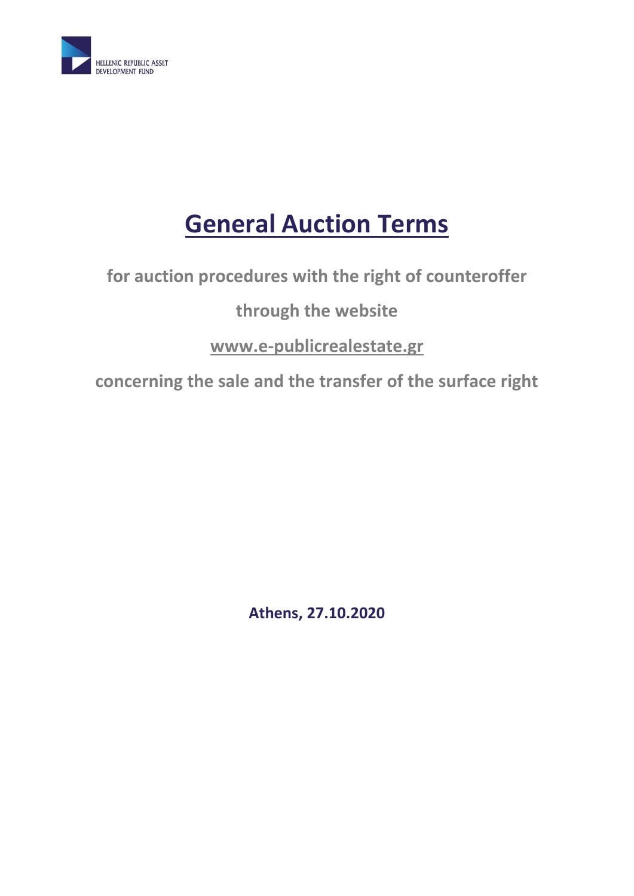HELLENIC REPUBLIC ASSET DEVELOPMENT FUND

# General Auction Terms

**for auction procedures with the right of counteroffer**

**through the website**

**www.e-publicrealestate.gr**

**concerning the sale and the transfer of the surface right**

**Athens, 27.10.2020**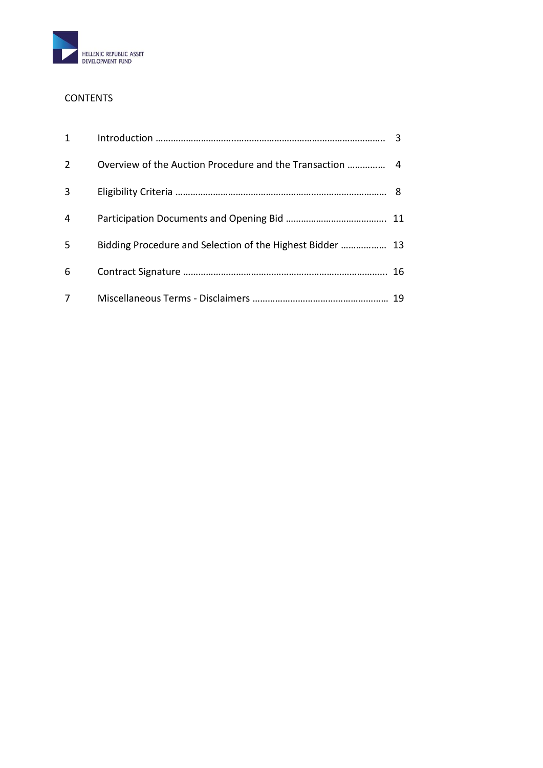CONTENTS

| | | |
|---|---|---|
| 1 | Introduction | 3 |
| 2 | Overview of the Auction Procedure and the Transaction | 4 |
| 3 | Eligibility Criteria | 8 |
| 4 | Participation Documents and Opening Bid | 11 |
| 5 | Bidding Procedure and Selection of the Highest Bidder | 13 |
| 6 | Contract Signature | 16 |
| 7 | Miscellaneous Terms - Disclaimers | 19 |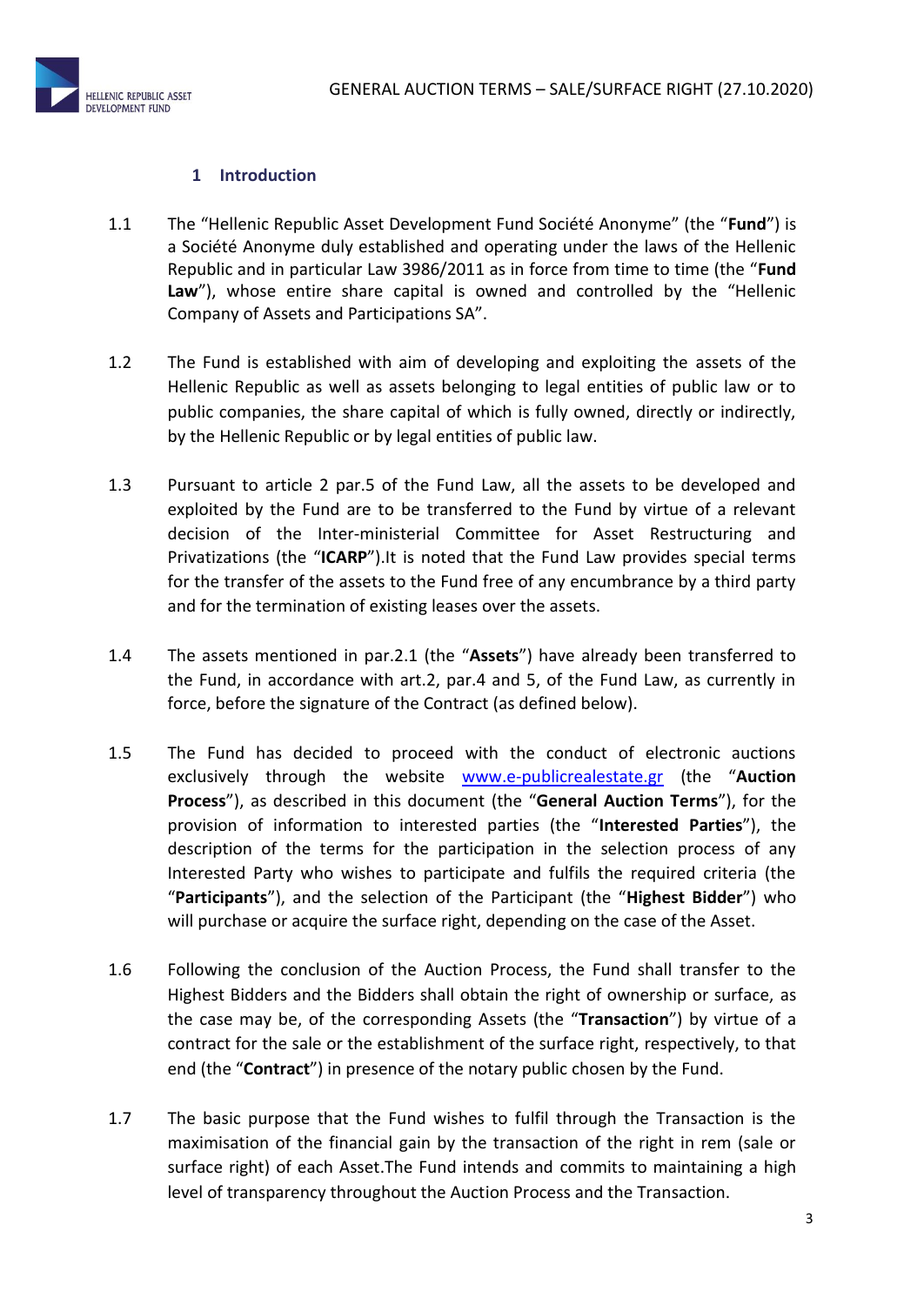## 1 Introduction

1.1 The "Hellenic Republic Asset Development Fund Société Anonyme" (the "**Fund**") is a Société Anonyme duly established and operating under the laws of the Hellenic Republic and in particular Law 3986/2011 as in force from time to time (the "**Fund Law**"), whose entire share capital is owned and controlled by the "Hellenic Company of Assets and Participations SA".

1.2 The Fund is established with aim of developing and exploiting the assets of the Hellenic Republic as well as assets belonging to legal entities of public law or to public companies, the share capital of which is fully owned, directly or indirectly, by the Hellenic Republic or by legal entities of public law.

1.3 Pursuant to article 2 par.5 of the Fund Law, all the assets to be developed and exploited by the Fund are to be transferred to the Fund by virtue of a relevant decision of the Inter-ministerial Committee for Asset Restructuring and Privatizations (the "**ICARP**").It is noted that the Fund Law provides special terms for the transfer of the assets to the Fund free of any encumbrance by a third party and for the termination of existing leases over the assets.

1.4 The assets mentioned in par.2.1 (the "**Assets**") have already been transferred to the Fund, in accordance with art.2, par.4 and 5, of the Fund Law, as currently in force, before the signature of the Contract (as defined below).

1.5 The Fund has decided to proceed with the conduct of electronic auctions exclusively through the website www.e-publicrealestate.gr (the "**Auction Process**"), as described in this document (the "**General Auction Terms**"), for the provision of information to interested parties (the "**Interested Parties**"), the description of the terms for the participation in the selection process of any Interested Party who wishes to participate and fulfils the required criteria (the "**Participants**"), and the selection of the Participant (the "**Highest Bidder**") who will purchase or acquire the surface right, depending on the case of the Asset.

1.6 Following the conclusion of the Auction Process, the Fund shall transfer to the Highest Bidders and the Bidders shall obtain the right of ownership or surface, as the case may be, of the corresponding Assets (the "**Transaction**") by virtue of a contract for the sale or the establishment of the surface right, respectively, to that end (the "**Contract**") in presence of the notary public chosen by the Fund.

1.7 The basic purpose that the Fund wishes to fulfil through the Transaction is the maximisation of the financial gain by the transaction of the right in rem (sale or surface right) of each Asset.The Fund intends and commits to maintaining a high level of transparency throughout the Auction Process and the Transaction.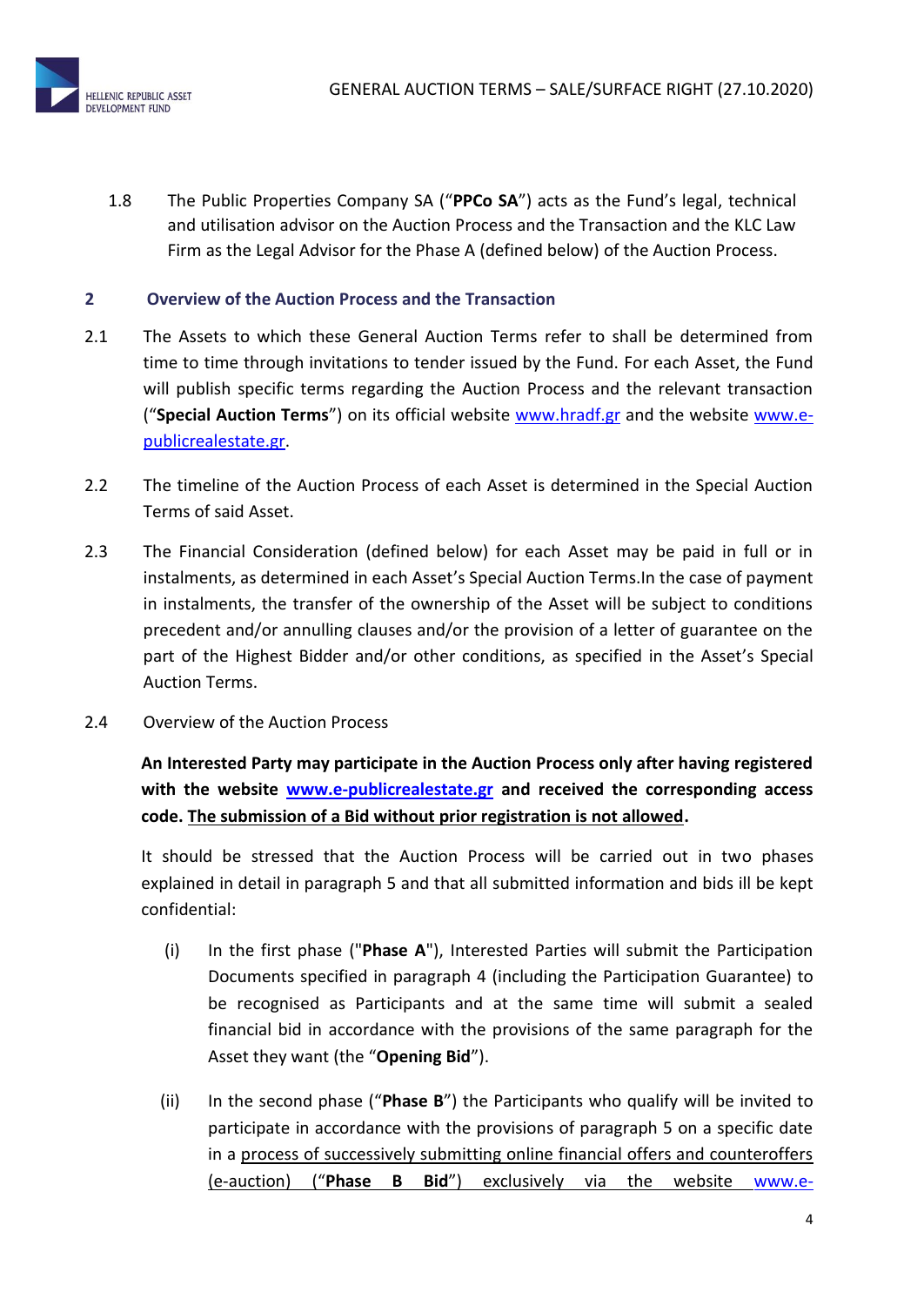1.8 The Public Properties Company SA ("**PPCo SA**") acts as the Fund's legal, technical and utilisation advisor on the Auction Process and the Transaction and the KLC Law Firm as the Legal Advisor for the Phase A (defined below) of the Auction Process.

## 2 Overview of the Auction Process and the Transaction

2.1 The Assets to which these General Auction Terms refer to shall be determined from time to time through invitations to tender issued by the Fund. For each Asset, the Fund will publish specific terms regarding the Auction Process and the relevant transaction ("**Special Auction Terms**") on its official website www.hradf.gr and the website www.e-publicrealestate.gr.

2.2 The timeline of the Auction Process of each Asset is determined in the Special Auction Terms of said Asset.

2.3 The Financial Consideration (defined below) for each Asset may be paid in full or in instalments, as determined in each Asset's Special Auction Terms.In the case of payment in instalments, the transfer of the ownership of the Asset will be subject to conditions precedent and/or annulling clauses and/or the provision of a letter of guarantee on the part of the Highest Bidder and/or other conditions, as specified in the Asset's Special Auction Terms.

2.4 Overview of the Auction Process

**An Interested Party may participate in the Auction Process only after having registered with the website www.e-publicrealestate.gr and received the corresponding access code. The submission of a Bid without prior registration is not allowed.**

It should be stressed that the Auction Process will be carried out in two phases explained in detail in paragraph 5 and that all submitted information and bids ill be kept confidential:

(i) In the first phase ("**Phase A**"), Interested Parties will submit the Participation Documents specified in paragraph 4 (including the Participation Guarantee) to be recognised as Participants and at the same time will submit a sealed financial bid in accordance with the provisions of the same paragraph for the Asset they want (the "**Opening Bid**").

(ii) In the second phase ("**Phase B**") the Participants who qualify will be invited to participate in accordance with the provisions of paragraph 5 on a specific date in a process of successively submitting online financial offers and counteroffers (e-auction) ("**Phase B Bid**") exclusively via the website www.e-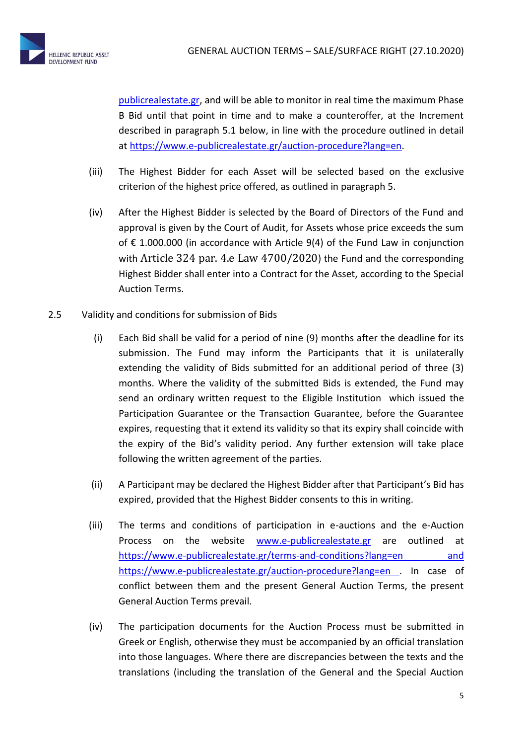publicrealestate.gr, and will be able to monitor in real time the maximum Phase B Bid until that point in time and to make a counteroffer, at the Increment described in paragraph 5.1 below, in line with the procedure outlined in detail at https://www.e-publicrealestate.gr/auction-procedure?lang=en.

(iii) The Highest Bidder for each Asset will be selected based on the exclusive criterion of the highest price offered, as outlined in paragraph 5.

(iv) After the Highest Bidder is selected by the Board of Directors of the Fund and approval is given by the Court of Audit, for Assets whose price exceeds the sum of € 1.000.000 (in accordance with Article 9(4) of the Fund Law in conjunction with Article 324 par. 4.e Law 4700/2020) the Fund and the corresponding Highest Bidder shall enter into a Contract for the Asset, according to the Special Auction Terms.

2.5 Validity and conditions for submission of Bids

(i) Each Bid shall be valid for a period of nine (9) months after the deadline for its submission. The Fund may inform the Participants that it is unilaterally extending the validity of Bids submitted for an additional period of three (3) months. Where the validity of the submitted Bids is extended, the Fund may send an ordinary written request to the Eligible Institution which issued the Participation Guarantee or the Transaction Guarantee, before the Guarantee expires, requesting that it extend its validity so that its expiry shall coincide with the expiry of the Bid's validity period. Any further extension will take place following the written agreement of the parties.

(ii) A Participant may be declared the Highest Bidder after that Participant's Bid has expired, provided that the Highest Bidder consents to this in writing.

(iii) The terms and conditions of participation in e-auctions and the e-Auction Process on the website www.e-publicrealestate.gr are outlined at https://www.e-publicrealestate.gr/terms-and-conditions?lang=en and https://www.e-publicrealestate.gr/auction-procedure?lang=en . In case of conflict between them and the present General Auction Terms, the present General Auction Terms prevail.

(iv) The participation documents for the Auction Process must be submitted in Greek or English, otherwise they must be accompanied by an official translation into those languages. Where there are discrepancies between the texts and the translations (including the translation of the General and the Special Auction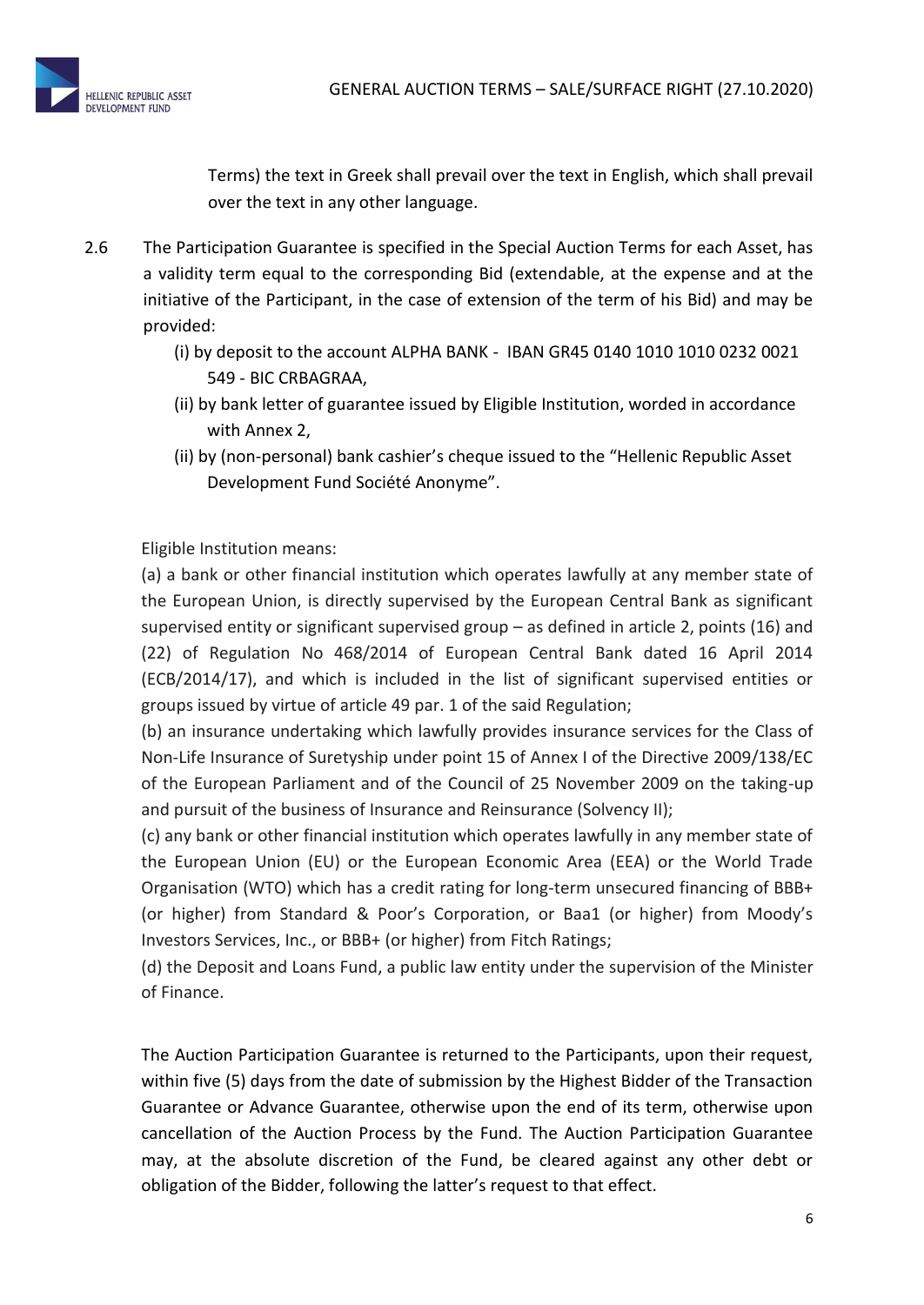Terms) the text in Greek shall prevail over the text in English, which shall prevail over the text in any other language.

2.6 The Participation Guarantee is specified in the Special Auction Terms for each Asset, has a validity term equal to the corresponding Bid (extendable, at the expense and at the initiative of the Participant, in the case of extension of the term of his Bid) and may be provided:

   (i) by deposit to the account ALPHA BANK - IBAN GR45 0140 1010 1010 0232 0021 549 - BIC CRBAGRAA,

   (ii) by bank letter of guarantee issued by Eligible Institution, worded in accordance with Annex 2,

   (ii) by (non-personal) bank cashier's cheque issued to the "Hellenic Republic Asset Development Fund Société Anonyme".

Eligible Institution means:

(a) a bank or other financial institution which operates lawfully at any member state of the European Union, is directly supervised by the European Central Bank as significant supervised entity or significant supervised group – as defined in article 2, points (16) and (22) of Regulation No 468/2014 of European Central Bank dated 16 April 2014 (ECB/2014/17), and which is included in the list of significant supervised entities or groups issued by virtue of article 49 par. 1 of the said Regulation;

(b) an insurance undertaking which lawfully provides insurance services for the Class of Non-Life Insurance of Suretyship under point 15 of Annex I of the Directive 2009/138/EC of the European Parliament and of the Council of 25 November 2009 on the taking-up and pursuit of the business of Insurance and Reinsurance (Solvency II);

(c) any bank or other financial institution which operates lawfully in any member state of the European Union (EU) or the European Economic Area (EEA) or the World Trade Organisation (WTO) which has a credit rating for long-term unsecured financing of BBB+ (or higher) from Standard & Poor's Corporation, or Baa1 (or higher) from Moody's Investors Services, Inc., or BBB+ (or higher) from Fitch Ratings;

(d) the Deposit and Loans Fund, a public law entity under the supervision of the Minister of Finance.

The Auction Participation Guarantee is returned to the Participants, upon their request, within five (5) days from the date of submission by the Highest Bidder of the Transaction Guarantee or Advance Guarantee, otherwise upon the end of its term, otherwise upon cancellation of the Auction Process by the Fund. The Auction Participation Guarantee may, at the absolute discretion of the Fund, be cleared against any other debt or obligation of the Bidder, following the latter's request to that effect.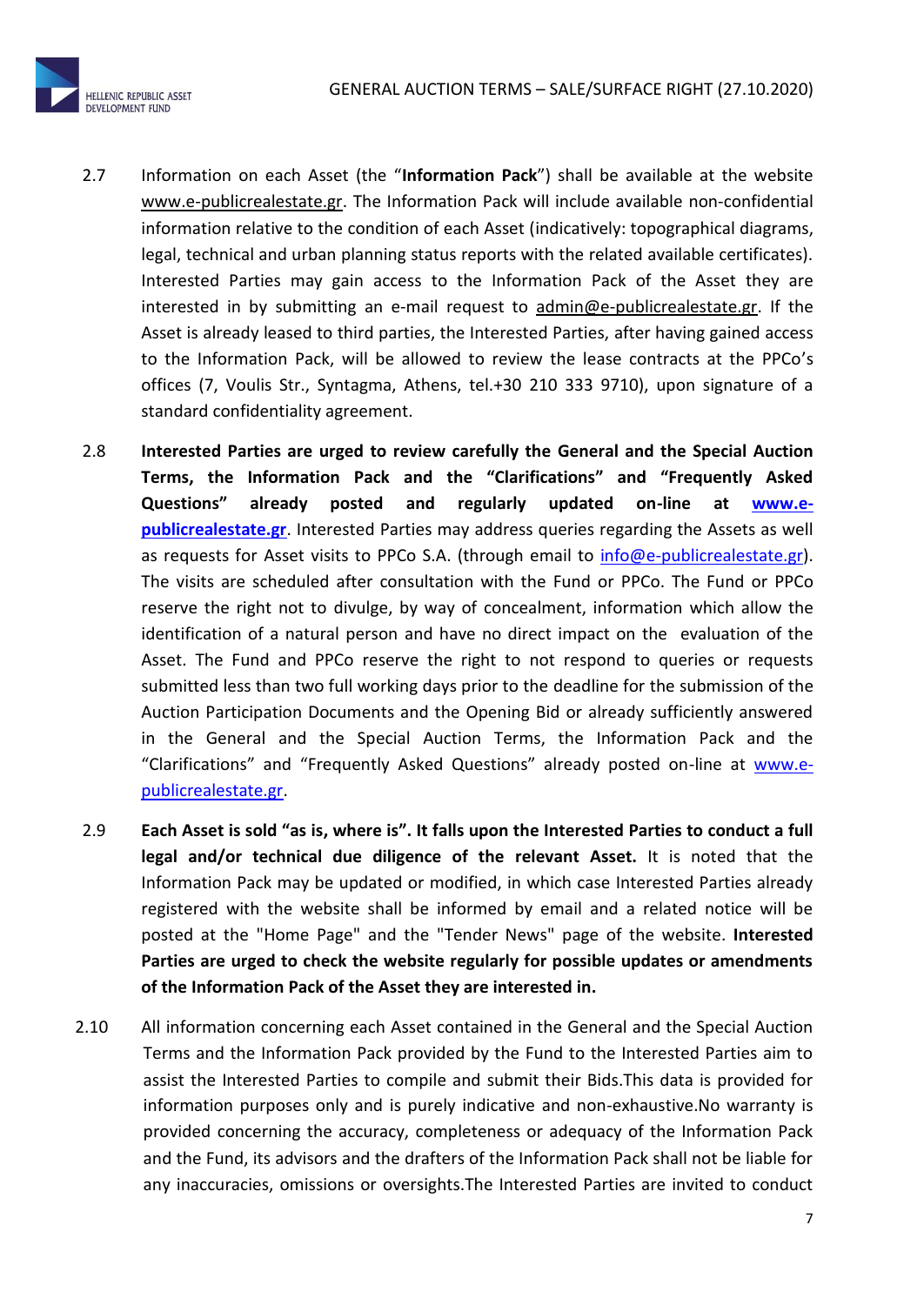2.7 Information on each Asset (the "**Information Pack**") shall be available at the website www.e-publicrealestate.gr. The Information Pack will include available non-confidential information relative to the condition of each Asset (indicatively: topographical diagrams, legal, technical and urban planning status reports with the related available certificates). Interested Parties may gain access to the Information Pack of the Asset they are interested in by submitting an e-mail request to admin@e-publicrealestate.gr. If the Asset is already leased to third parties, the Interested Parties, after having gained access to the Information Pack, will be allowed to review the lease contracts at the PPCo's offices (7, Voulis Str., Syntagma, Athens, tel.+30 210 333 9710), upon signature of a standard confidentiality agreement.

2.8 **Interested Parties are urged to review carefully the General and the Special Auction Terms, the Information Pack and the "Clarifications" and "Frequently Asked Questions" already posted and regularly updated on-line at www.e-publicrealestate.gr**. Interested Parties may address queries regarding the Assets as well as requests for Asset visits to PPCo S.A. (through email to info@e-publicrealestate.gr). The visits are scheduled after consultation with the Fund or PPCo. The Fund or PPCo reserve the right not to divulge, by way of concealment, information which allow the identification of a natural person and have no direct impact on the evaluation of the Asset. The Fund and PPCo reserve the right to not respond to queries or requests submitted less than two full working days prior to the deadline for the submission of the Auction Participation Documents and the Opening Bid or already sufficiently answered in the General and the Special Auction Terms, the Information Pack and the "Clarifications" and "Frequently Asked Questions" already posted on-line at www.e-publicrealestate.gr.

2.9 **Each Asset is sold "as is, where is". It falls upon the Interested Parties to conduct a full legal and/or technical due diligence of the relevant Asset.** It is noted that the Information Pack may be updated or modified, in which case Interested Parties already registered with the website shall be informed by email and a related notice will be posted at the "Home Page" and the "Tender News" page of the website. **Interested Parties are urged to check the website regularly for possible updates or amendments of the Information Pack of the Asset they are interested in.**

2.10 All information concerning each Asset contained in the General and the Special Auction Terms and the Information Pack provided by the Fund to the Interested Parties aim to assist the Interested Parties to compile and submit their Bids.This data is provided for information purposes only and is purely indicative and non-exhaustive.No warranty is provided concerning the accuracy, completeness or adequacy of the Information Pack and the Fund, its advisors and the drafters of the Information Pack shall not be liable for any inaccuracies, omissions or oversights.The Interested Parties are invited to conduct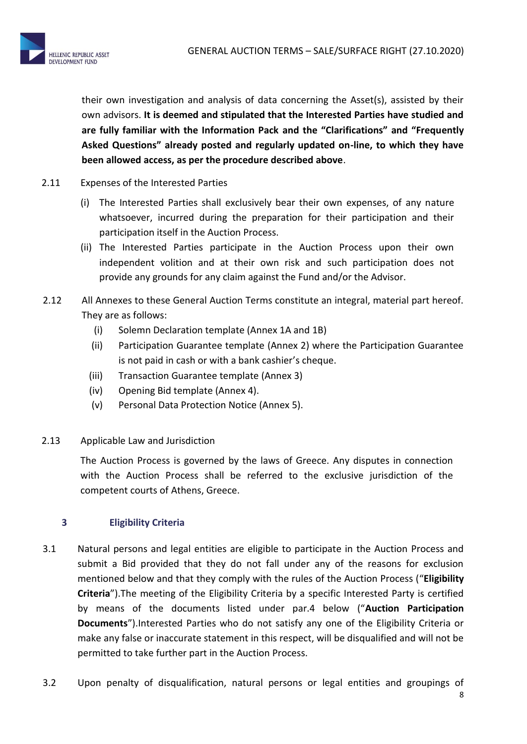their own investigation and analysis of data concerning the Asset(s), assisted by their own advisors. **It is deemed and stipulated that the Interested Parties have studied and are fully familiar with the Information Pack and the "Clarifications" and "Frequently Asked Questions" already posted and regularly updated on-line, to which they have been allowed access, as per the procedure described above**.

2.11 Expenses of the Interested Parties

(i) The Interested Parties shall exclusively bear their own expenses, of any nature whatsoever, incurred during the preparation for their participation and their participation itself in the Auction Process.

(ii) The Interested Parties participate in the Auction Process upon their own independent volition and at their own risk and such participation does not provide any grounds for any claim against the Fund and/or the Advisor.

2.12 All Annexes to these General Auction Terms constitute an integral, material part hereof. They are as follows:

(i) Solemn Declaration template (Annex 1A and 1B)

(ii) Participation Guarantee template (Annex 2) where the Participation Guarantee is not paid in cash or with a bank cashier's cheque.

(iii) Transaction Guarantee template (Annex 3)

(iv) Opening Bid template (Annex 4).

(v) Personal Data Protection Notice (Annex 5).

2.13 Applicable Law and Jurisdiction

The Auction Process is governed by the laws of Greece. Any disputes in connection with the Auction Process shall be referred to the exclusive jurisdiction of the competent courts of Athens, Greece.

## 3 Eligibility Criteria

3.1 Natural persons and legal entities are eligible to participate in the Auction Process and submit a Bid provided that they do not fall under any of the reasons for exclusion mentioned below and that they comply with the rules of the Auction Process ("**Eligibility Criteria**").The meeting of the Eligibility Criteria by a specific Interested Party is certified by means of the documents listed under par.4 below ("**Auction Participation Documents**").Interested Parties who do not satisfy any one of the Eligibility Criteria or make any false or inaccurate statement in this respect, will be disqualified and will not be permitted to take further part in the Auction Process.

3.2 Upon penalty of disqualification, natural persons or legal entities and groupings of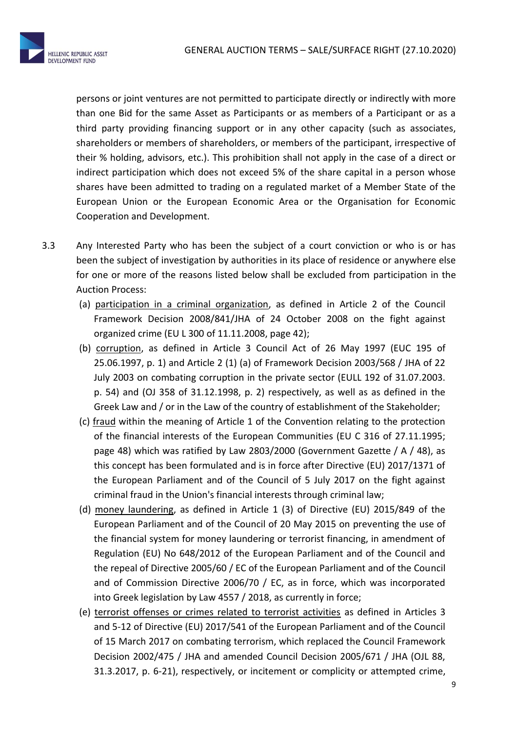persons or joint ventures are not permitted to participate directly or indirectly with more than one Bid for the same Asset as Participants or as members of a Participant or as a third party providing financing support or in any other capacity (such as associates, shareholders or members of shareholders, or members of the participant, irrespective of their % holding, advisors, etc.). This prohibition shall not apply in the case of a direct or indirect participation which does not exceed 5% of the share capital in a person whose shares have been admitted to trading on a regulated market of a Member State of the European Union or the European Economic Area or the Organisation for Economic Cooperation and Development.

3.3 Any Interested Party who has been the subject of a court conviction or who is or has been the subject of investigation by authorities in its place of residence or anywhere else for one or more of the reasons listed below shall be excluded from participation in the Auction Process:

(a) participation in a criminal organization, as defined in Article 2 of the Council Framework Decision 2008/841/JHA of 24 October 2008 on the fight against organized crime (EU L 300 of 11.11.2008, page 42);

(b) corruption, as defined in Article 3 Council Act of 26 May 1997 (EUC 195 of 25.06.1997, p. 1) and Article 2 (1) (a) of Framework Decision 2003/568 / JHA of 22 July 2003 on combating corruption in the private sector (EULL 192 of 31.07.2003. p. 54) and (OJ 358 of 31.12.1998, p. 2) respectively, as well as as defined in the Greek Law and / or in the Law of the country of establishment of the Stakeholder;

(c) fraud within the meaning of Article 1 of the Convention relating to the protection of the financial interests of the European Communities (EU C 316 of 27.11.1995; page 48) which was ratified by Law 2803/2000 (Government Gazette / A / 48), as this concept has been formulated and is in force after Directive (EU) 2017/1371 of the European Parliament and of the Council of 5 July 2017 on the fight against criminal fraud in the Union's financial interests through criminal law;

(d) money laundering, as defined in Article 1 (3) of Directive (EU) 2015/849 of the European Parliament and of the Council of 20 May 2015 on preventing the use of the financial system for money laundering or terrorist financing, in amendment of Regulation (EU) No 648/2012 of the European Parliament and of the Council and the repeal of Directive 2005/60 / EC of the European Parliament and of the Council and of Commission Directive 2006/70 / EC, as in force, which was incorporated into Greek legislation by Law 4557 / 2018, as currently in force;

(e) terrorist offenses or crimes related to terrorist activities as defined in Articles 3 and 5-12 of Directive (EU) 2017/541 of the European Parliament and of the Council of 15 March 2017 on combating terrorism, which replaced the Council Framework Decision 2002/475 / JHA and amended Council Decision 2005/671 / JHA (OJL 88, 31.3.2017, p. 6-21), respectively, or incitement or complicity or attempted crime,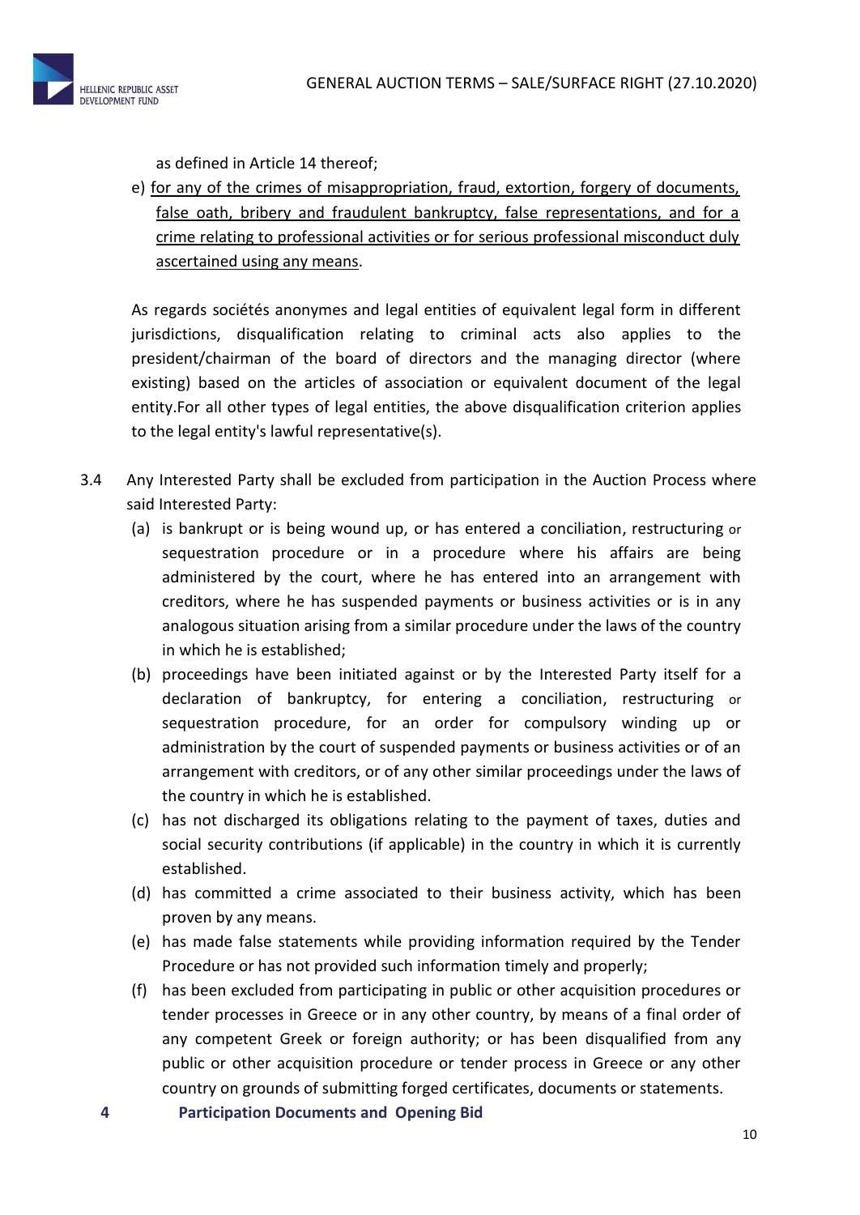as defined in Article 14 thereof;

e) <u>for any of the crimes of misappropriation, fraud, extortion, forgery of documents, false oath, bribery and fraudulent bankruptcy, false representations, and for a crime relating to professional activities or for serious professional misconduct duly ascertained using any means</u>.

As regards sociétés anonymes and legal entities of equivalent legal form in different jurisdictions, disqualification relating to criminal acts also applies to the president/chairman of the board of directors and the managing director (where existing) based on the articles of association or equivalent document of the legal entity.For all other types of legal entities, the above disqualification criterion applies to the legal entity's lawful representative(s).

3.4 Any Interested Party shall be excluded from participation in the Auction Process where said Interested Party:

(a) is bankrupt or is being wound up, or has entered a conciliation, restructuring or sequestration procedure or in a procedure where his affairs are being administered by the court, where he has entered into an arrangement with creditors, where he has suspended payments or business activities or is in any analogous situation arising from a similar procedure under the laws of the country in which he is established;

(b) proceedings have been initiated against or by the Interested Party itself for a declaration of bankruptcy, for entering a conciliation, restructuring or sequestration procedure, for an order for compulsory winding up or administration by the court of suspended payments or business activities or of an arrangement with creditors, or of any other similar proceedings under the laws of the country in which he is established.

(c) has not discharged its obligations relating to the payment of taxes, duties and social security contributions (if applicable) in the country in which it is currently established.

(d) has committed a crime associated to their business activity, which has been proven by any means.

(e) has made false statements while providing information required by the Tender Procedure or has not provided such information timely and properly;

(f) has been excluded from participating in public or other acquisition procedures or tender processes in Greece or in any other country, by means of a final order of any competent Greek or foreign authority; or has been disqualified from any public or other acquisition procedure or tender process in Greece or any other country on grounds of submitting forged certificates, documents or statements.

## 4 Participation Documents and Opening Bid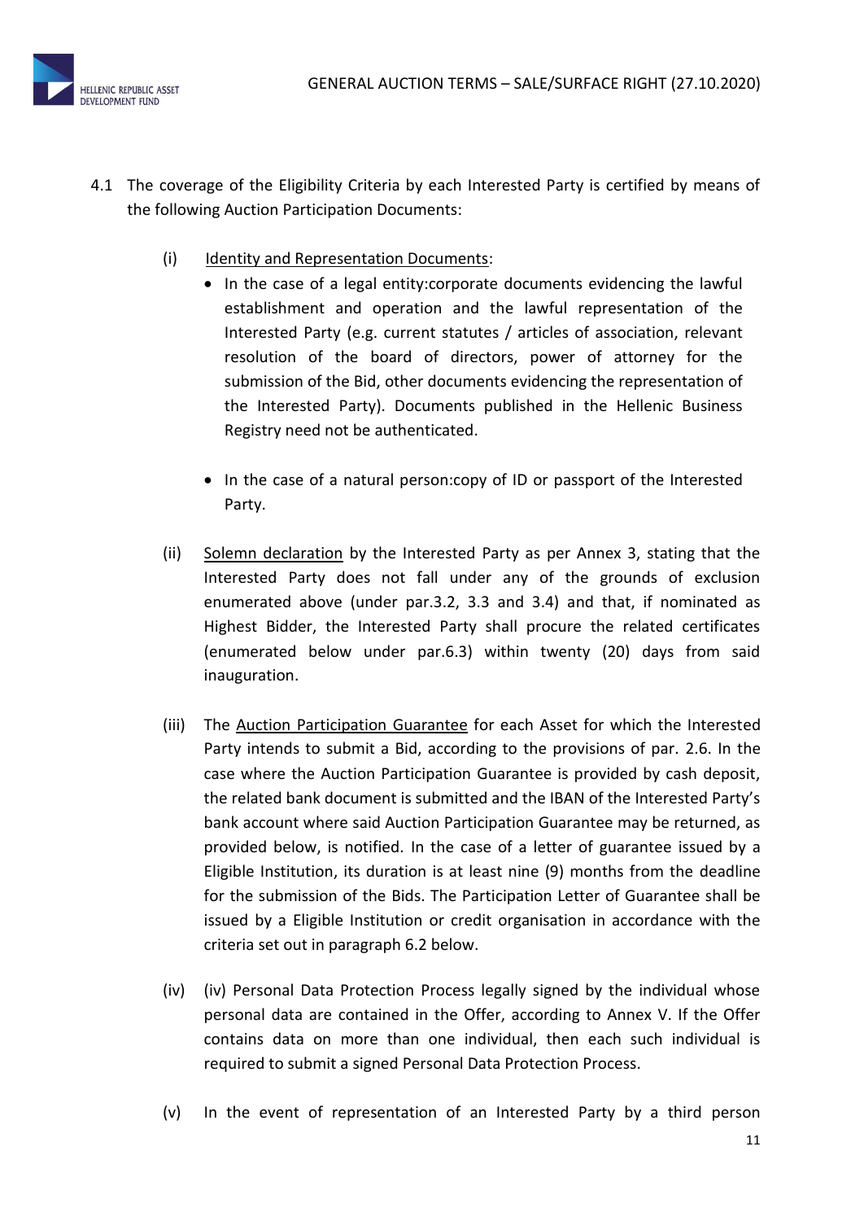4.1 The coverage of the Eligibility Criteria by each Interested Party is certified by means of the following Auction Participation Documents:

(i) Identity and Representation Documents:

- In the case of a legal entity:corporate documents evidencing the lawful establishment and operation and the lawful representation of the Interested Party (e.g. current statutes / articles of association, relevant resolution of the board of directors, power of attorney for the submission of the Bid, other documents evidencing the representation of the Interested Party). Documents published in the Hellenic Business Registry need not be authenticated.
- In the case of a natural person:copy of ID or passport of the Interested Party.

(ii) Solemn declaration by the Interested Party as per Annex 3, stating that the Interested Party does not fall under any of the grounds of exclusion enumerated above (under par.3.2, 3.3 and 3.4) and that, if nominated as Highest Bidder, the Interested Party shall procure the related certificates (enumerated below under par.6.3) within twenty (20) days from said inauguration.

(iii) The Auction Participation Guarantee for each Asset for which the Interested Party intends to submit a Bid, according to the provisions of par. 2.6. In the case where the Auction Participation Guarantee is provided by cash deposit, the related bank document is submitted and the IBAN of the Interested Party's bank account where said Auction Participation Guarantee may be returned, as provided below, is notified. In the case of a letter of guarantee issued by a Eligible Institution, its duration is at least nine (9) months from the deadline for the submission of the Bids. The Participation Letter of Guarantee shall be issued by a Eligible Institution or credit organisation in accordance with the criteria set out in paragraph 6.2 below.

(iv) (iv) Personal Data Protection Process legally signed by the individual whose personal data are contained in the Offer, according to Annex V. If the Offer contains data on more than one individual, then each such individual is required to submit a signed Personal Data Protection Process.

(v) In the event of representation of an Interested Party by a third person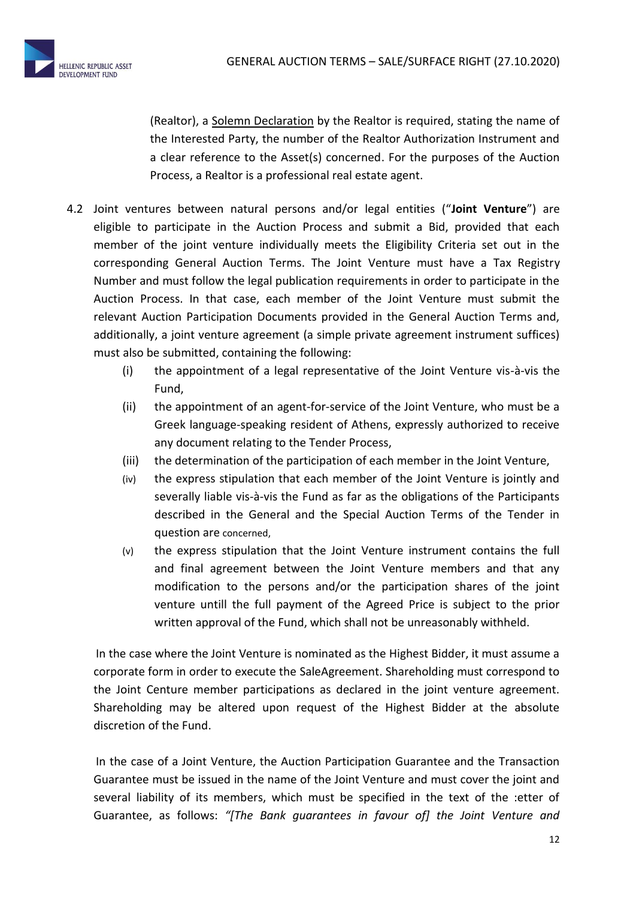(Realtor), a Solemn Declaration by the Realtor is required, stating the name of the Interested Party, the number of the Realtor Authorization Instrument and a clear reference to the Asset(s) concerned. For the purposes of the Auction Process, a Realtor is a professional real estate agent.

4.2 Joint ventures between natural persons and/or legal entities ("**Joint Venture**") are eligible to participate in the Auction Process and submit a Bid, provided that each member of the joint venture individually meets the Eligibility Criteria set out in the corresponding General Auction Terms. The Joint Venture must have a Tax Registry Number and must follow the legal publication requirements in order to participate in the Auction Process. In that case, each member of the Joint Venture must submit the relevant Auction Participation Documents provided in the General Auction Terms and, additionally, a joint venture agreement (a simple private agreement instrument suffices) must also be submitted, containing the following:

   (i) the appointment of a legal representative of the Joint Venture vis-à-vis the Fund,

   (ii) the appointment of an agent-for-service of the Joint Venture, who must be a Greek language-speaking resident of Athens, expressly authorized to receive any document relating to the Tender Process,

   (iii) the determination of the participation of each member in the Joint Venture,

   (iv) the express stipulation that each member of the Joint Venture is jointly and severally liable vis-à-vis the Fund as far as the obligations of the Participants described in the General and the Special Auction Terms of the Tender in question are concerned,

   (v) the express stipulation that the Joint Venture instrument contains the full and final agreement between the Joint Venture members and that any modification to the persons and/or the participation shares of the joint venture untill the full payment of the Agreed Price is subject to the prior written approval of the Fund, which shall not be unreasonably withheld.

In the case where the Joint Venture is nominated as the Highest Bidder, it must assume a corporate form in order to execute the SaleAgreement. Shareholding must correspond to the Joint Centure member participations as declared in the joint venture agreement. Shareholding may be altered upon request of the Highest Bidder at the absolute discretion of the Fund.

In the case of a Joint Venture, the Auction Participation Guarantee and the Transaction Guarantee must be issued in the name of the Joint Venture and must cover the joint and several liability of its members, which must be specified in the text of the :etter of Guarantee, as follows: *"[The Bank guarantees in favour of] the Joint Venture and*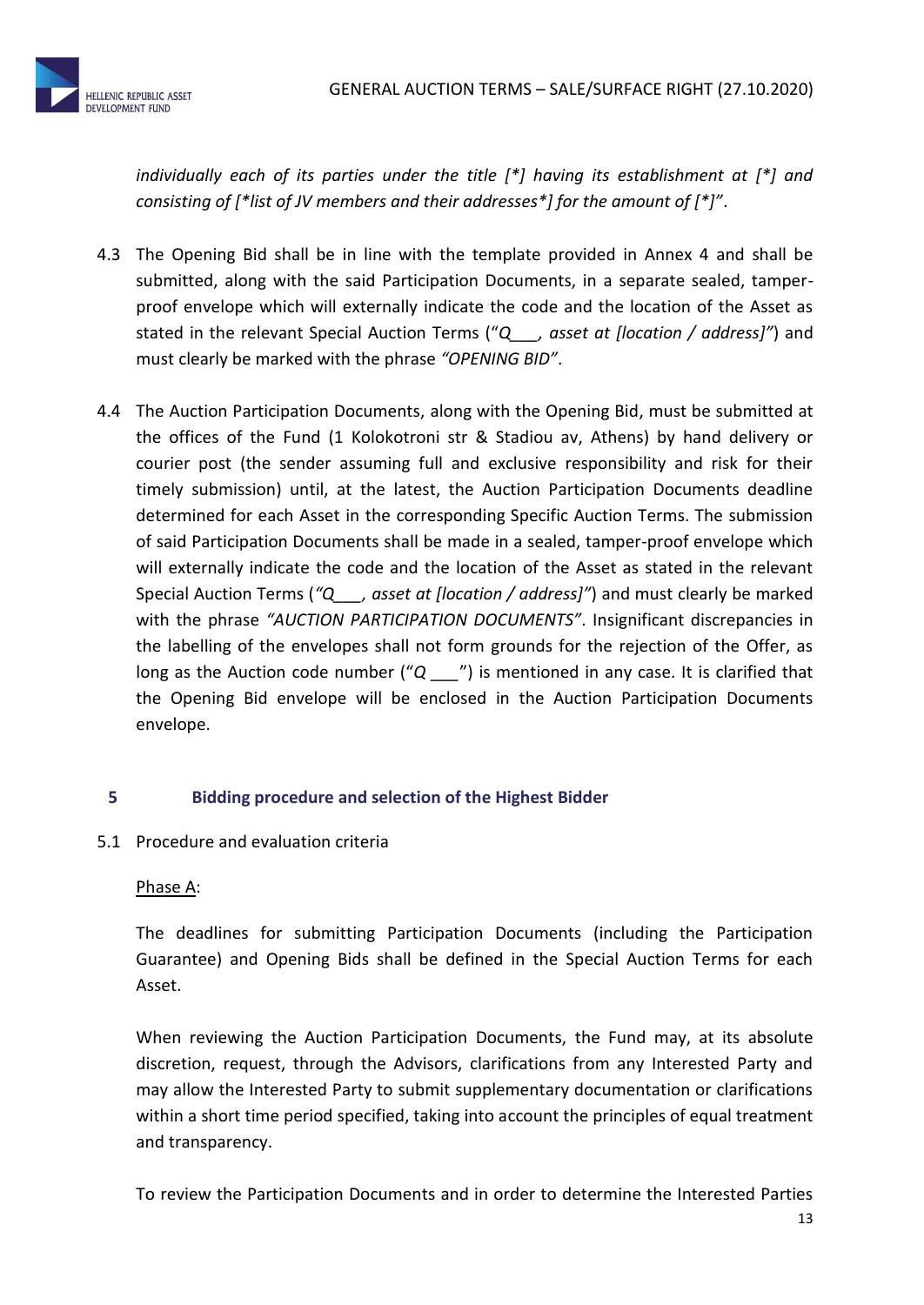*individually each of its parties under the title [*] having its establishment at [*] and consisting of [*list of JV members and their addresses*] for the amount of [*]".*

4.3 The Opening Bid shall be in line with the template provided in Annex 4 and shall be submitted, along with the said Participation Documents, in a separate sealed, tamper-proof envelope which will externally indicate the code and the location of the Asset as stated in the relevant Special Auction Terms ("*Q___, asset at [location / address]"*) and must clearly be marked with the phrase *"OPENING BID"*.

4.4 The Auction Participation Documents, along with the Opening Bid, must be submitted at the offices of the Fund (1 Kolokotroni str & Stadiou av, Athens) by hand delivery or courier post (the sender assuming full and exclusive responsibility and risk for their timely submission) until, at the latest, the Auction Participation Documents deadline determined for each Asset in the corresponding Specific Auction Terms. The submission of said Participation Documents shall be made in a sealed, tamper-proof envelope which will externally indicate the code and the location of the Asset as stated in the relevant Special Auction Terms (*"Q___, asset at [location / address]"*) and must clearly be marked with the phrase *"AUCTION PARTICIPATION DOCUMENTS"*. Insignificant discrepancies in the labelling of the envelopes shall not form grounds for the rejection of the Offer, as long as the Auction code number ("*Q ___*") is mentioned in any case. It is clarified that the Opening Bid envelope will be enclosed in the Auction Participation Documents envelope.

## 5 Bidding procedure and selection of the Highest Bidder

5.1 Procedure and evaluation criteria

Phase A:

The deadlines for submitting Participation Documents (including the Participation Guarantee) and Opening Bids shall be defined in the Special Auction Terms for each Asset.

When reviewing the Auction Participation Documents, the Fund may, at its absolute discretion, request, through the Advisors, clarifications from any Interested Party and may allow the Interested Party to submit supplementary documentation or clarifications within a short time period specified, taking into account the principles of equal treatment and transparency.

To review the Participation Documents and in order to determine the Interested Parties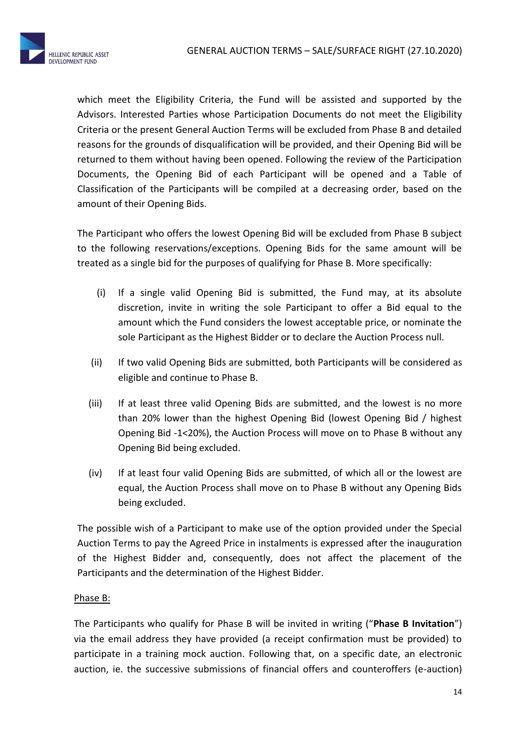which meet the Eligibility Criteria, the Fund will be assisted and supported by the Advisors. Interested Parties whose Participation Documents do not meet the Eligibility Criteria or the present General Auction Terms will be excluded from Phase B and detailed reasons for the grounds of disqualification will be provided, and their Opening Bid will be returned to them without having been opened. Following the review of the Participation Documents, the Opening Bid of each Participant will be opened and a Table of Classification of the Participants will be compiled at a decreasing order, based on the amount of their Opening Bids.

The Participant who offers the lowest Opening Bid will be excluded from Phase B subject to the following reservations/exceptions. Opening Bids for the same amount will be treated as a single bid for the purposes of qualifying for Phase B. More specifically:

(i) If a single valid Opening Bid is submitted, the Fund may, at its absolute discretion, invite in writing the sole Participant to offer a Bid equal to the amount which the Fund considers the lowest acceptable price, or nominate the sole Participant as the Highest Bidder or to declare the Auction Process null.

(ii) If two valid Opening Bids are submitted, both Participants will be considered as eligible and continue to Phase B.

(iii) If at least three valid Opening Bids are submitted, and the lowest is no more than 20% lower than the highest Opening Bid (lowest Opening Bid / highest Opening Bid -1<20%), the Auction Process will move on to Phase B without any Opening Bid being excluded.

(iv) If at least four valid Opening Bids are submitted, of which all or the lowest are equal, the Auction Process shall move on to Phase B without any Opening Bids being excluded.

The possible wish of a Participant to make use of the option provided under the Special Auction Terms to pay the Agreed Price in instalments is expressed after the inauguration of the Highest Bidder and, consequently, does not affect the placement of the Participants and the determination of the Highest Bidder.

Phase B:

The Participants who qualify for Phase B will be invited in writing ("**Phase B Invitation**") via the email address they have provided (a receipt confirmation must be provided) to participate in a training mock auction. Following that, on a specific date, an electronic auction, ie. the successive submissions of financial offers and counteroffers (e-auction)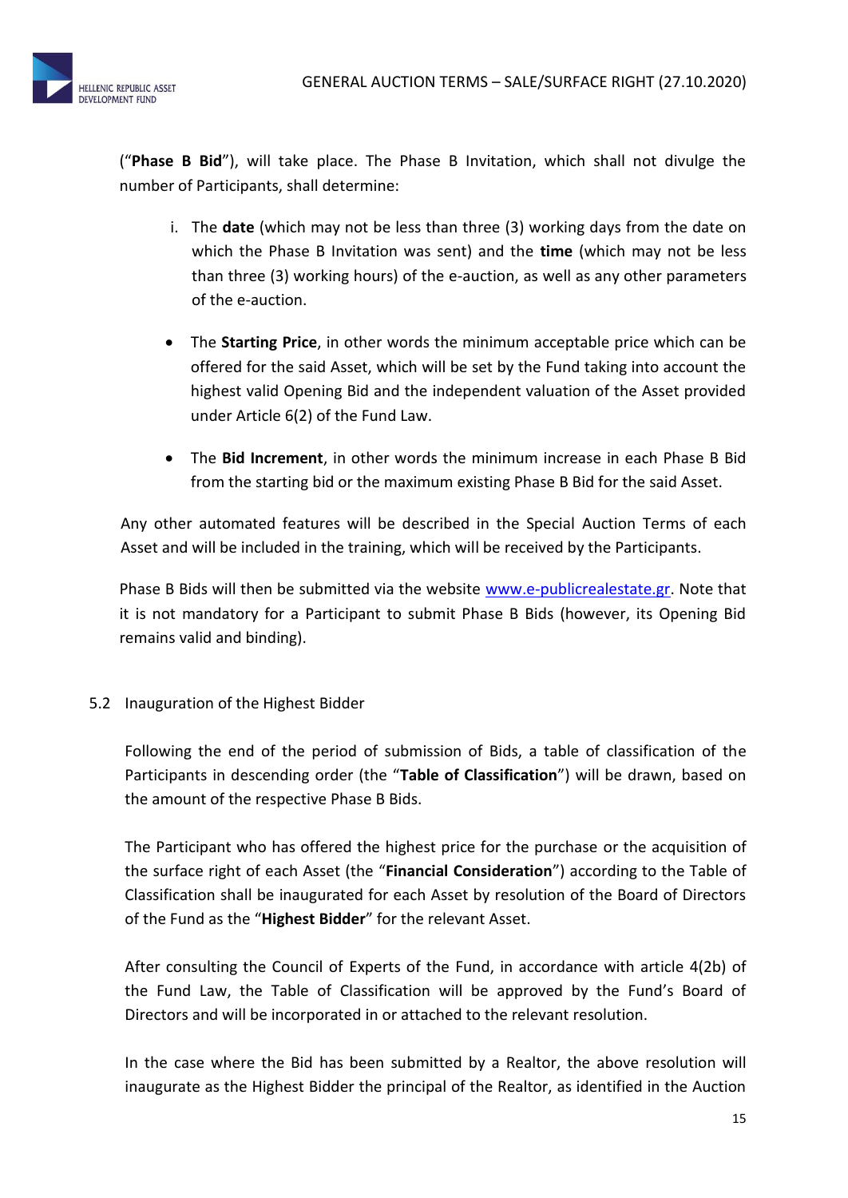("**Phase B Bid**"), will take place. The Phase B Invitation, which shall not divulge the number of Participants, shall determine:

i. The **date** (which may not be less than three (3) working days from the date on which the Phase B Invitation was sent) and the **time** (which may not be less than three (3) working hours) of the e-auction, as well as any other parameters of the e-auction.

- The **Starting Price**, in other words the minimum acceptable price which can be offered for the said Asset, which will be set by the Fund taking into account the highest valid Opening Bid and the independent valuation of the Asset provided under Article 6(2) of the Fund Law.

- The **Bid Increment**, in other words the minimum increase in each Phase B Bid from the starting bid or the maximum existing Phase B Bid for the said Asset.

Any other automated features will be described in the Special Auction Terms of each Asset and will be included in the training, which will be received by the Participants.

Phase B Bids will then be submitted via the website [www.e-publicrealestate.gr](http://www.e-publicrealestate.gr). Note that it is not mandatory for a Participant to submit Phase B Bids (however, its Opening Bid remains valid and binding).

5.2 Inauguration of the Highest Bidder

Following the end of the period of submission of Bids, a table of classification of the Participants in descending order (the "**Table of Classification**") will be drawn, based on the amount of the respective Phase B Bids.

The Participant who has offered the highest price for the purchase or the acquisition of the surface right of each Asset (the "**Financial Consideration**") according to the Table of Classification shall be inaugurated for each Asset by resolution of the Board of Directors of the Fund as the "**Highest Bidder**" for the relevant Asset.

After consulting the Council of Experts of the Fund, in accordance with article 4(2b) of the Fund Law, the Table of Classification will be approved by the Fund's Board of Directors and will be incorporated in or attached to the relevant resolution.

In the case where the Bid has been submitted by a Realtor, the above resolution will inaugurate as the Highest Bidder the principal of the Realtor, as identified in the Auction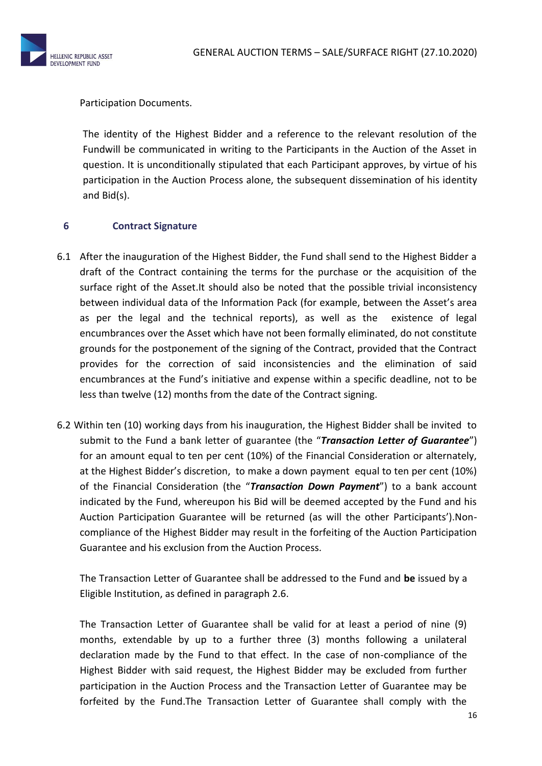Participation Documents.

The identity of the Highest Bidder and a reference to the relevant resolution of the Fundwill be communicated in writing to the Participants in the Auction of the Asset in question. It is unconditionally stipulated that each Participant approves, by virtue of his participation in the Auction Process alone, the subsequent dissemination of his identity and Bid(s).

## 6 Contract Signature

6.1 After the inauguration of the Highest Bidder, the Fund shall send to the Highest Bidder a draft of the Contract containing the terms for the purchase or the acquisition of the surface right of the Asset.It should also be noted that the possible trivial inconsistency between individual data of the Information Pack (for example, between the Asset's area as per the legal and the technical reports), as well as the existence of legal encumbrances over the Asset which have not been formally eliminated, do not constitute grounds for the postponement of the signing of the Contract, provided that the Contract provides for the correction of said inconsistencies and the elimination of said encumbrances at the Fund's initiative and expense within a specific deadline, not to be less than twelve (12) months from the date of the Contract signing.

6.2 Within ten (10) working days from his inauguration, the Highest Bidder shall be invited to submit to the Fund a bank letter of guarantee (the "***Transaction Letter of Guarantee***") for an amount equal to ten per cent (10%) of the Financial Consideration or alternately, at the Highest Bidder's discretion, to make a down payment equal to ten per cent (10%) of the Financial Consideration (the "***Transaction Down Payment***") to a bank account indicated by the Fund, whereupon his Bid will be deemed accepted by the Fund and his Auction Participation Guarantee will be returned (as will the other Participants').Non-compliance of the Highest Bidder may result in the forfeiting of the Auction Participation Guarantee and his exclusion from the Auction Process.

The Transaction Letter of Guarantee shall be addressed to the Fund and **be** issued by a Eligible Institution, as defined in paragraph 2.6.

The Transaction Letter of Guarantee shall be valid for at least a period of nine (9) months, extendable by up to a further three (3) months following a unilateral declaration made by the Fund to that effect. In the case of non-compliance of the Highest Bidder with said request, the Highest Bidder may be excluded from further participation in the Auction Process and the Transaction Letter of Guarantee may be forfeited by the Fund.The Transaction Letter of Guarantee shall comply with the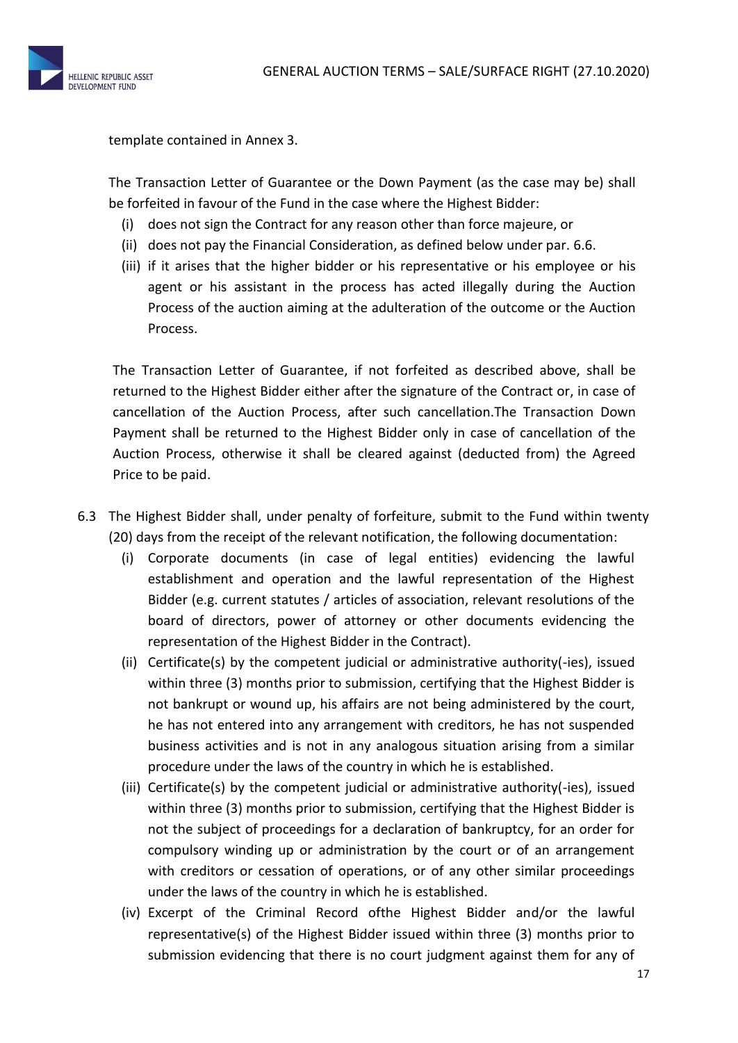template contained in Annex 3.

The Transaction Letter of Guarantee or the Down Payment (as the case may be) shall be forfeited in favour of the Fund in the case where the Highest Bidder:

- (i) does not sign the Contract for any reason other than force majeure, or
- (ii) does not pay the Financial Consideration, as defined below under par. 6.6.
- (iii) if it arises that the higher bidder or his representative or his employee or his agent or his assistant in the process has acted illegally during the Auction Process of the auction aiming at the adulteration of the outcome or the Auction Process.

The Transaction Letter of Guarantee, if not forfeited as described above, shall be returned to the Highest Bidder either after the signature of the Contract or, in case of cancellation of the Auction Process, after such cancellation.The Transaction Down Payment shall be returned to the Highest Bidder only in case of cancellation of the Auction Process, otherwise it shall be cleared against (deducted from) the Agreed Price to be paid.

6.3 The Highest Bidder shall, under penalty of forfeiture, submit to the Fund within twenty (20) days from the receipt of the relevant notification, the following documentation:

- (i) Corporate documents (in case of legal entities) evidencing the lawful establishment and operation and the lawful representation of the Highest Bidder (e.g. current statutes / articles of association, relevant resolutions of the board of directors, power of attorney or other documents evidencing the representation of the Highest Bidder in the Contract).
- (ii) Certificate(s) by the competent judicial or administrative authority(-ies), issued within three (3) months prior to submission, certifying that the Highest Bidder is not bankrupt or wound up, his affairs are not being administered by the court, he has not entered into any arrangement with creditors, he has not suspended business activities and is not in any analogous situation arising from a similar procedure under the laws of the country in which he is established.
- (iii) Certificate(s) by the competent judicial or administrative authority(-ies), issued within three (3) months prior to submission, certifying that the Highest Bidder is not the subject of proceedings for a declaration of bankruptcy, for an order for compulsory winding up or administration by the court or of an arrangement with creditors or cessation of operations, or of any other similar proceedings under the laws of the country in which he is established.
- (iv) Excerpt of the Criminal Record ofthe Highest Bidder and/or the lawful representative(s) of the Highest Bidder issued within three (3) months prior to submission evidencing that there is no court judgment against them for any of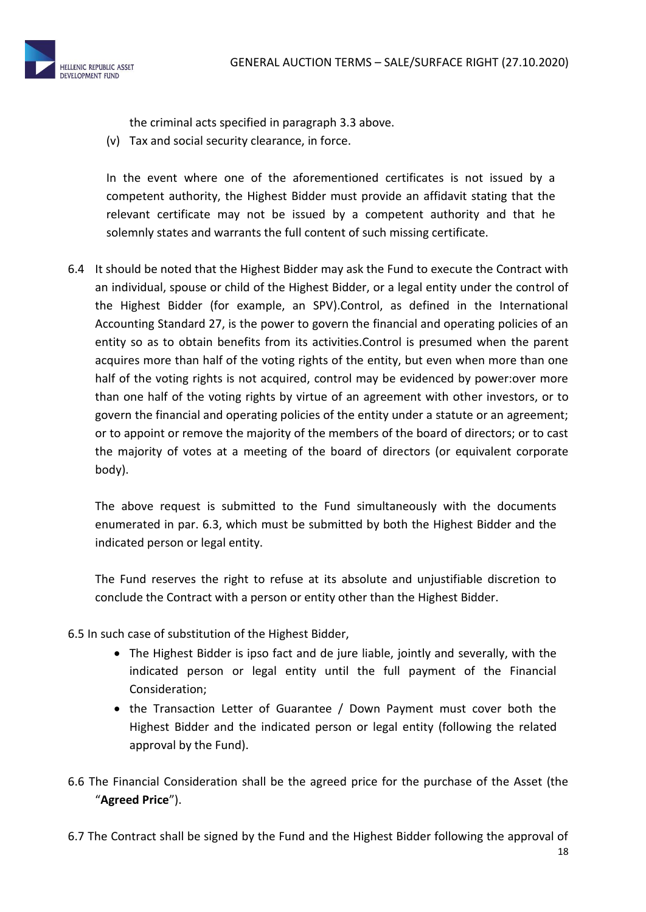the criminal acts specified in paragraph 3.3 above.

(v) Tax and social security clearance, in force.

In the event where one of the aforementioned certificates is not issued by a competent authority, the Highest Bidder must provide an affidavit stating that the relevant certificate may not be issued by a competent authority and that he solemnly states and warrants the full content of such missing certificate.

6.4 It should be noted that the Highest Bidder may ask the Fund to execute the Contract with an individual, spouse or child of the Highest Bidder, or a legal entity under the control of the Highest Bidder (for example, an SPV).Control, as defined in the International Accounting Standard 27, is the power to govern the financial and operating policies of an entity so as to obtain benefits from its activities.Control is presumed when the parent acquires more than half of the voting rights of the entity, but even when more than one half of the voting rights is not acquired, control may be evidenced by power:over more than one half of the voting rights by virtue of an agreement with other investors, or to govern the financial and operating policies of the entity under a statute or an agreement; or to appoint or remove the majority of the members of the board of directors; or to cast the majority of votes at a meeting of the board of directors (or equivalent corporate body).

The above request is submitted to the Fund simultaneously with the documents enumerated in par. 6.3, which must be submitted by both the Highest Bidder and the indicated person or legal entity.

The Fund reserves the right to refuse at its absolute and unjustifiable discretion to conclude the Contract with a person or entity other than the Highest Bidder.

6.5 In such case of substitution of the Highest Bidder,

- The Highest Bidder is ipso fact and de jure liable, jointly and severally, with the indicated person or legal entity until the full payment of the Financial Consideration;
- the Transaction Letter of Guarantee / Down Payment must cover both the Highest Bidder and the indicated person or legal entity (following the related approval by the Fund).

6.6 The Financial Consideration shall be the agreed price for the purchase of the Asset (the "**Agreed Price**").

6.7 The Contract shall be signed by the Fund and the Highest Bidder following the approval of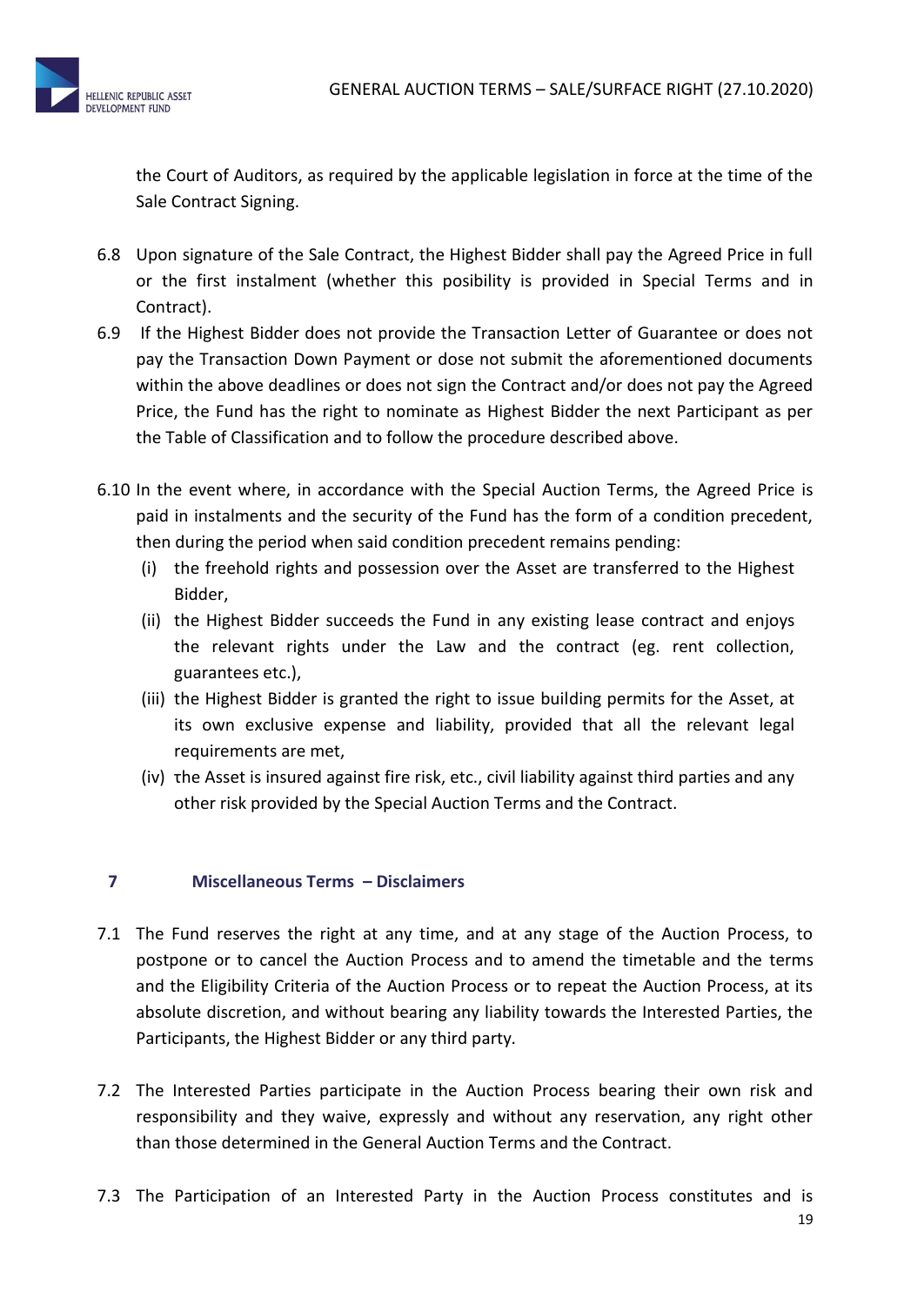the Court of Auditors, as required by the applicable legislation in force at the time of the Sale Contract Signing.

6.8 Upon signature of the Sale Contract, the Highest Bidder shall pay the Agreed Price in full or the first instalment (whether this posibility is provided in Special Terms and in Contract).

6.9 If the Highest Bidder does not provide the Transaction Letter of Guarantee or does not pay the Transaction Down Payment or dose not submit the aforementioned documents within the above deadlines or does not sign the Contract and/or does not pay the Agreed Price, the Fund has the right to nominate as Highest Bidder the next Participant as per the Table of Classification and to follow the procedure described above.

6.10 In the event where, in accordance with the Special Auction Terms, the Agreed Price is paid in instalments and the security of the Fund has the form of a condition precedent, then during the period when said condition precedent remains pending:

(i) the freehold rights and possession over the Asset are transferred to the Highest Bidder,

(ii) the Highest Bidder succeeds the Fund in any existing lease contract and enjoys the relevant rights under the Law and the contract (eg. rent collection, guarantees etc.),

(iii) the Highest Bidder is granted the right to issue building permits for the Asset, at its own exclusive expense and liability, provided that all the relevant legal requirements are met,

(iv) τhe Asset is insured against fire risk, etc., civil liability against third parties and any other risk provided by the Special Auction Terms and the Contract.

## 7 Miscellaneous Terms – Disclaimers

7.1 The Fund reserves the right at any time, and at any stage of the Auction Process, to postpone or to cancel the Auction Process and to amend the timetable and the terms and the Eligibility Criteria of the Auction Process or to repeat the Auction Process, at its absolute discretion, and without bearing any liability towards the Interested Parties, the Participants, the Highest Bidder or any third party.

7.2 The Interested Parties participate in the Auction Process bearing their own risk and responsibility and they waive, expressly and without any reservation, any right other than those determined in the General Auction Terms and the Contract.

7.3 The Participation of an Interested Party in the Auction Process constitutes and is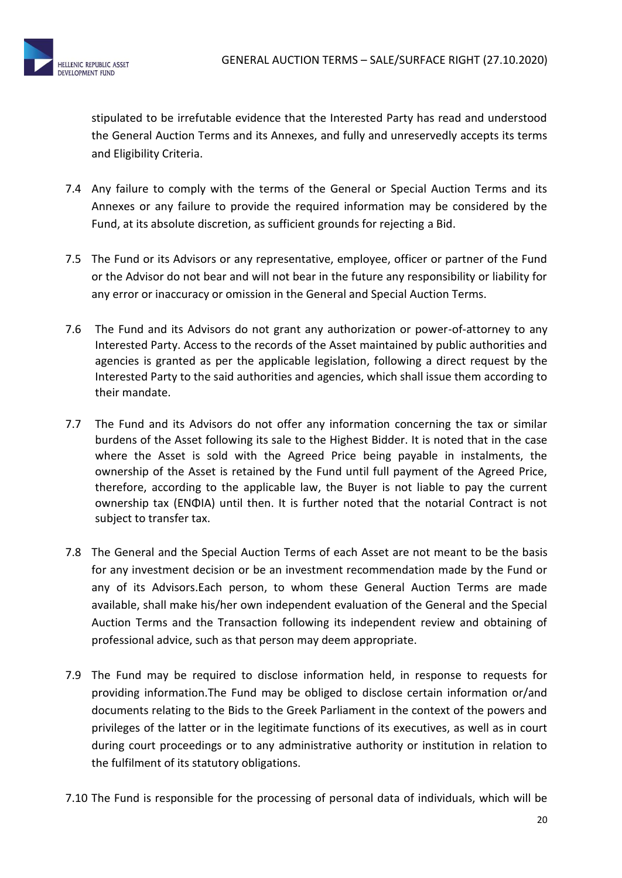stipulated to be irrefutable evidence that the Interested Party has read and understood the General Auction Terms and its Annexes, and fully and unreservedly accepts its terms and Eligibility Criteria.

7.4 Any failure to comply with the terms of the General or Special Auction Terms and its Annexes or any failure to provide the required information may be considered by the Fund, at its absolute discretion, as sufficient grounds for rejecting a Bid.

7.5 The Fund or its Advisors or any representative, employee, officer or partner of the Fund or the Advisor do not bear and will not bear in the future any responsibility or liability for any error or inaccuracy or omission in the General and Special Auction Terms.

7.6 The Fund and its Advisors do not grant any authorization or power-of-attorney to any Interested Party. Access to the records of the Asset maintained by public authorities and agencies is granted as per the applicable legislation, following a direct request by the Interested Party to the said authorities and agencies, which shall issue them according to their mandate.

7.7 The Fund and its Advisors do not offer any information concerning the tax or similar burdens of the Asset following its sale to the Highest Bidder. It is noted that in the case where the Asset is sold with the Agreed Price being payable in instalments, the ownership of the Asset is retained by the Fund until full payment of the Agreed Price, therefore, according to the applicable law, the Buyer is not liable to pay the current ownership tax (ΕΝΦΙΑ) until then. It is further noted that the notarial Contract is not subject to transfer tax.

7.8 The General and the Special Auction Terms of each Asset are not meant to be the basis for any investment decision or be an investment recommendation made by the Fund or any of its Advisors.Each person, to whom these General Auction Terms are made available, shall make his/her own independent evaluation of the General and the Special Auction Terms and the Transaction following its independent review and obtaining of professional advice, such as that person may deem appropriate.

7.9 The Fund may be required to disclose information held, in response to requests for providing information.The Fund may be obliged to disclose certain information or/and documents relating to the Bids to the Greek Parliament in the context of the powers and privileges of the latter or in the legitimate functions of its executives, as well as in court during court proceedings or to any administrative authority or institution in relation to the fulfilment of its statutory obligations.

7.10 The Fund is responsible for the processing of personal data of individuals, which will be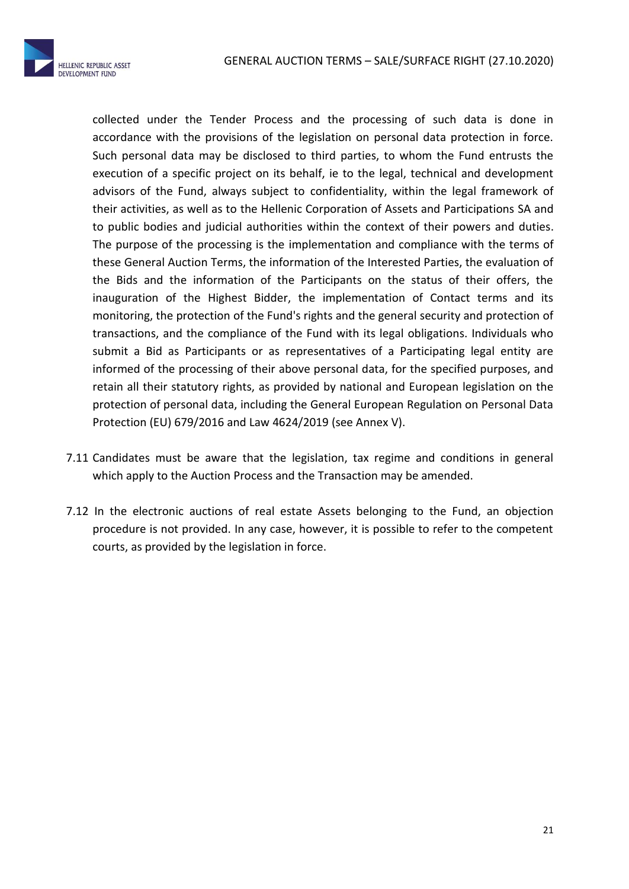collected under the Tender Process and the processing of such data is done in accordance with the provisions of the legislation on personal data protection in force. Such personal data may be disclosed to third parties, to whom the Fund entrusts the execution of a specific project on its behalf, ie to the legal, technical and development advisors of the Fund, always subject to confidentiality, within the legal framework of their activities, as well as to the Hellenic Corporation of Assets and Participations SA and to public bodies and judicial authorities within the context of their powers and duties. The purpose of the processing is the implementation and compliance with the terms of these General Auction Terms, the information of the Interested Parties, the evaluation of the Bids and the information of the Participants on the status of their offers, the inauguration of the Highest Bidder, the implementation of Contact terms and its monitoring, the protection of the Fund's rights and the general security and protection of transactions, and the compliance of the Fund with its legal obligations. Individuals who submit a Bid as Participants or as representatives of a Participating legal entity are informed of the processing of their above personal data, for the specified purposes, and retain all their statutory rights, as provided by national and European legislation on the protection of personal data, including the General European Regulation on Personal Data Protection (EU) 679/2016 and Law 4624/2019 (see Annex V).

7.11 Candidates must be aware that the legislation, tax regime and conditions in general which apply to the Auction Process and the Transaction may be amended.

7.12 In the electronic auctions of real estate Assets belonging to the Fund, an objection procedure is not provided. In any case, however, it is possible to refer to the competent courts, as provided by the legislation in force.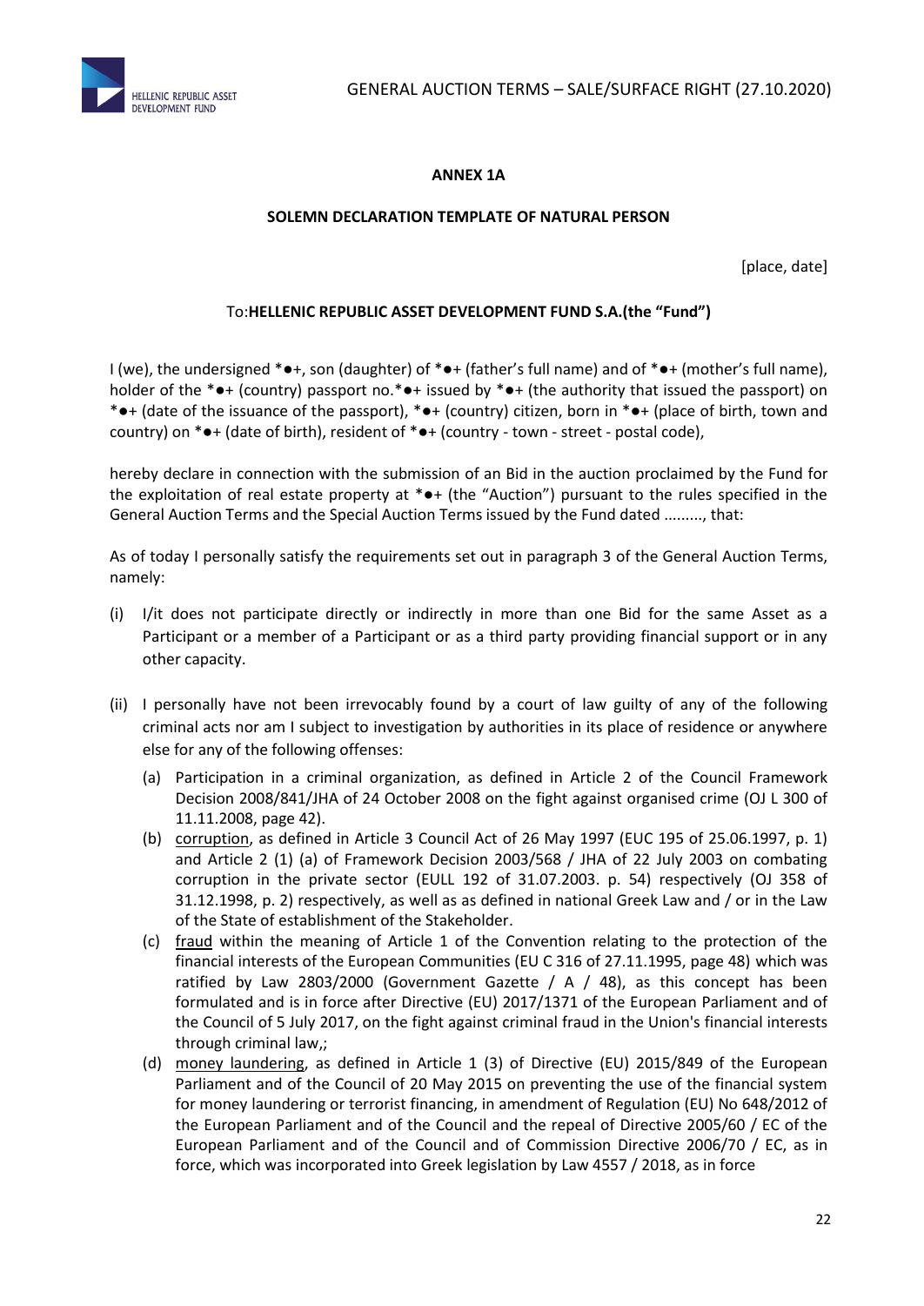**ANNEX 1A**

**SOLEMN DECLARATION TEMPLATE OF NATURAL PERSON**

[place, date]

To:**HELLENIC REPUBLIC ASSET DEVELOPMENT FUND S.A.(the "Fund")**

I (we), the undersigned *●+, son (daughter) of *●+ (father's full name) and of *●+ (mother's full name), holder of the *●+ (country) passport no.*●+ issued by *●+ (the authority that issued the passport) on *●+ (date of the issuance of the passport), *●+ (country) citizen, born in *●+ (place of birth, town and country) on *●+ (date of birth), resident of *●+ (country - town - street - postal code),

hereby declare in connection with the submission of an Bid in the auction proclaimed by the Fund for the exploitation of real estate property at *●+ (the "Auction") pursuant to the rules specified in the General Auction Terms and the Special Auction Terms issued by the Fund dated ........., that:

As of today I personally satisfy the requirements set out in paragraph 3 of the General Auction Terms, namely:

(i) I/it does not participate directly or indirectly in more than one Bid for the same Asset as a Participant or a member of a Participant or as a third party providing financial support or in any other capacity.

(ii) I personally have not been irrevocably found by a court of law guilty of any of the following criminal acts nor am I subject to investigation by authorities in its place of residence or anywhere else for any of the following offenses:

   (a) Participation in a criminal organization, as defined in Article 2 of the Council Framework Decision 2008/841/JHA of 24 October 2008 on the fight against organised crime (OJ L 300 of 11.11.2008, page 42).
   
   (b) corruption, as defined in Article 3 Council Act of 26 May 1997 (EUC 195 of 25.06.1997, p. 1) and Article 2 (1) (a) of Framework Decision 2003/568 / JHA of 22 July 2003 on combating corruption in the private sector (EULL 192 of 31.07.2003. p. 54) respectively (OJ 358 of 31.12.1998, p. 2) respectively, as well as as defined in national Greek Law and / or in the Law of the State of establishment of the Stakeholder.
   
   (c) fraud within the meaning of Article 1 of the Convention relating to the protection of the financial interests of the European Communities (EU C 316 of 27.11.1995, page 48) which was ratified by Law 2803/2000 (Government Gazette / A / 48), as this concept has been formulated and is in force after Directive (EU) 2017/1371 of the European Parliament and of the Council of 5 July 2017, on the fight against criminal fraud in the Union's financial interests through criminal law,;
   
   (d) money laundering, as defined in Article 1 (3) of Directive (EU) 2015/849 of the European Parliament and of the Council of 20 May 2015 on preventing the use of the financial system for money laundering or terrorist financing, in amendment of Regulation (EU) No 648/2012 of the European Parliament and of the Council and the repeal of Directive 2005/60 / EC of the European Parliament and of the Council and of Commission Directive 2006/70 / EC, as in force, which was incorporated into Greek legislation by Law 4557 / 2018, as in force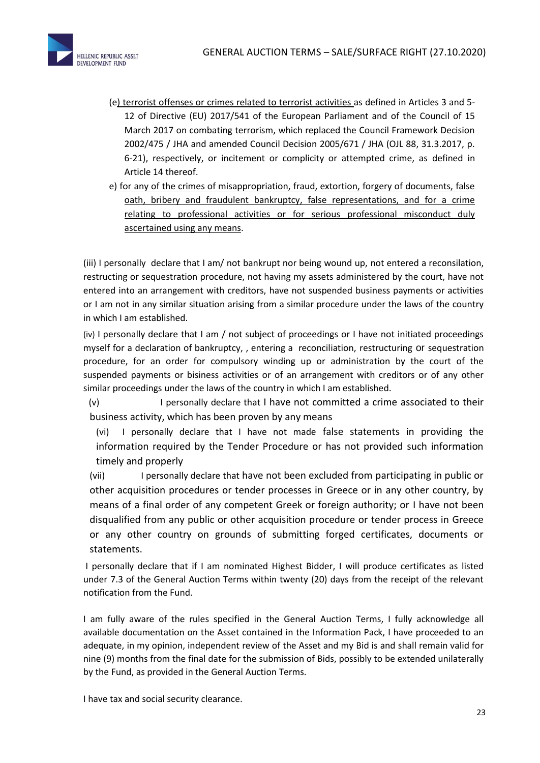(e) terrorist offenses or crimes related to terrorist activities as defined in Articles 3 and 5-12 of Directive (EU) 2017/541 of the European Parliament and of the Council of 15 March 2017 on combating terrorism, which replaced the Council Framework Decision 2002/475 / JHA and amended Council Decision 2005/671 / JHA (OJL 88, 31.3.2017, p. 6-21), respectively, or incitement or complicity or attempted crime, as defined in Article 14 thereof.

e) for any of the crimes of misappropriation, fraud, extortion, forgery of documents, false oath, bribery and fraudulent bankruptcy, false representations, and for a crime relating to professional activities or for serious professional misconduct duly ascertained using any means.

(iii) I personally declare that I am/ not bankrupt nor being wound up, not entered a reconsilation, restructing or sequestration procedure, not having my assets administered by the court, have not entered into an arrangement with creditors, have not suspended business payments or activities or I am not in any similar situation arising from a similar procedure under the laws of the country in which I am established.

(iv) I personally declare that I am / not subject of proceedings or I have not initiated proceedings myself for a declaration of bankruptcy, , entering a reconciliation, restructuring or sequestration procedure, for an order for compulsory winding up or administration by the court of the suspended payments or bisiness activities or of an arrangement with creditors or of any other similar proceedings under the laws of the country in which I am established.

(v) I personally declare that I have not committed a crime associated to their business activity, which has been proven by any means

(vi) I personally declare that I have not made false statements in providing the information required by the Tender Procedure or has not provided such information timely and properly

(vii) I personally declare that have not been excluded from participating in public or other acquisition procedures or tender processes in Greece or in any other country, by means of a final order of any competent Greek or foreign authority; or I have not been disqualified from any public or other acquisition procedure or tender process in Greece or any other country on grounds of submitting forged certificates, documents or statements.

I personally declare that if I am nominated Highest Bidder, I will produce certificates as listed under 7.3 of the General Auction Terms within twenty (20) days from the receipt of the relevant notification from the Fund.

I am fully aware of the rules specified in the General Auction Terms, I fully acknowledge all available documentation on the Asset contained in the Information Pack, I have proceeded to an adequate, in my opinion, independent review of the Asset and my Bid is and shall remain valid for nine (9) months from the final date for the submission of Bids, possibly to be extended unilaterally by the Fund, as provided in the General Auction Terms.

I have tax and social security clearance.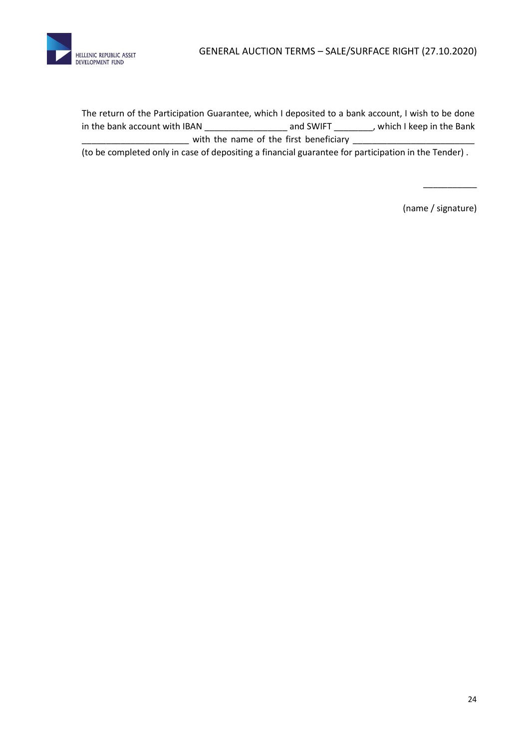The return of the Participation Guarantee, which I deposited to a bank account, I wish to be done in the bank account with IBAN _________________ and SWIFT ________, which I keep in the Bank ______________________ with the name of the first beneficiary _________________________ (to be completed only in case of depositing a financial guarantee for participation in the Tender) .

___________

(name / signature)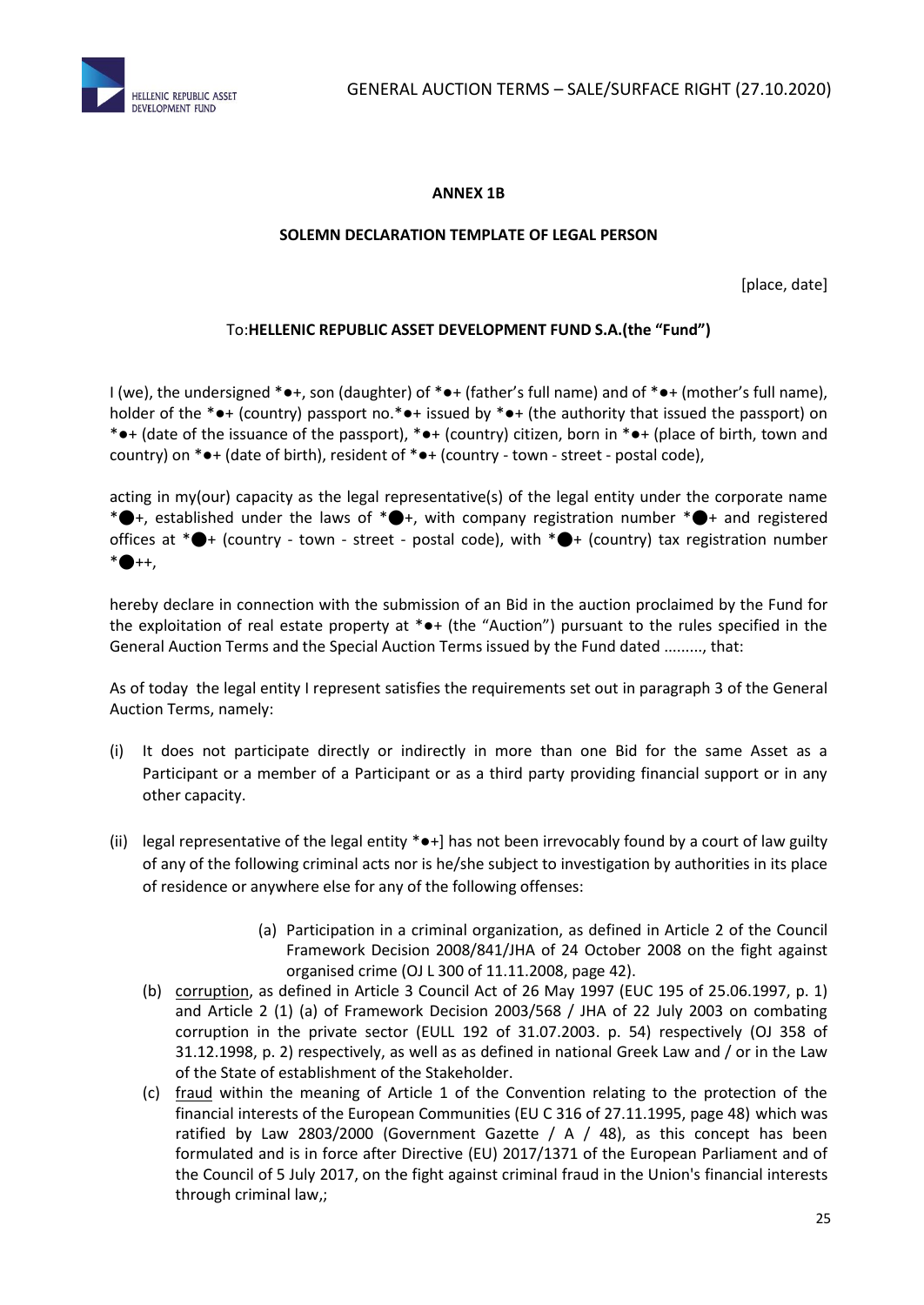**ANNEX 1B**

**SOLEMN DECLARATION TEMPLATE OF LEGAL PERSON**

[place, date]

To:**HELLENIC REPUBLIC ASSET DEVELOPMENT FUND S.A.(the "Fund")**

I (we), the undersigned *●+, son (daughter) of *●+ (father's full name) and of *●+ (mother's full name), holder of the *●+ (country) passport no.*●+ issued by *●+ (the authority that issued the passport) on *●+ (date of the issuance of the passport), *●+ (country) citizen, born in *●+ (place of birth, town and country) on *●+ (date of birth), resident of *●+ (country - town - street - postal code),

acting in my(our) capacity as the legal representative(s) of the legal entity under the corporate name *●+, established under the laws of *●+, with company registration number *●+ and registered offices at *●+ (country - town - street - postal code), with *●+ (country) tax registration number *●++,

hereby declare in connection with the submission of an Bid in the auction proclaimed by the Fund for the exploitation of real estate property at *●+ (the "Auction") pursuant to the rules specified in the General Auction Terms and the Special Auction Terms issued by the Fund dated ........., that:

As of today the legal entity I represent satisfies the requirements set out in paragraph 3 of the General Auction Terms, namely:

(i) It does not participate directly or indirectly in more than one Bid for the same Asset as a Participant or a member of a Participant or as a third party providing financial support or in any other capacity.

(ii) legal representative of the legal entity *●+] has not been irrevocably found by a court of law guilty of any of the following criminal acts nor is he/she subject to investigation by authorities in its place of residence or anywhere else for any of the following offenses:

(a) Participation in a criminal organization, as defined in Article 2 of the Council Framework Decision 2008/841/JHA of 24 October 2008 on the fight against organised crime (OJ L 300 of 11.11.2008, page 42).

(b) corruption, as defined in Article 3 Council Act of 26 May 1997 (EUC 195 of 25.06.1997, p. 1) and Article 2 (1) (a) of Framework Decision 2003/568 / JHA of 22 July 2003 on combating corruption in the private sector (EULL 192 of 31.07.2003. p. 54) respectively (OJ 358 of 31.12.1998, p. 2) respectively, as well as as defined in national Greek Law and / or in the Law of the State of establishment of the Stakeholder.

(c) fraud within the meaning of Article 1 of the Convention relating to the protection of the financial interests of the European Communities (EU C 316 of 27.11.1995, page 48) which was ratified by Law 2803/2000 (Government Gazette / A / 48), as this concept has been formulated and is in force after Directive (EU) 2017/1371 of the European Parliament and of the Council of 5 July 2017, on the fight against criminal fraud in the Union's financial interests through criminal law,;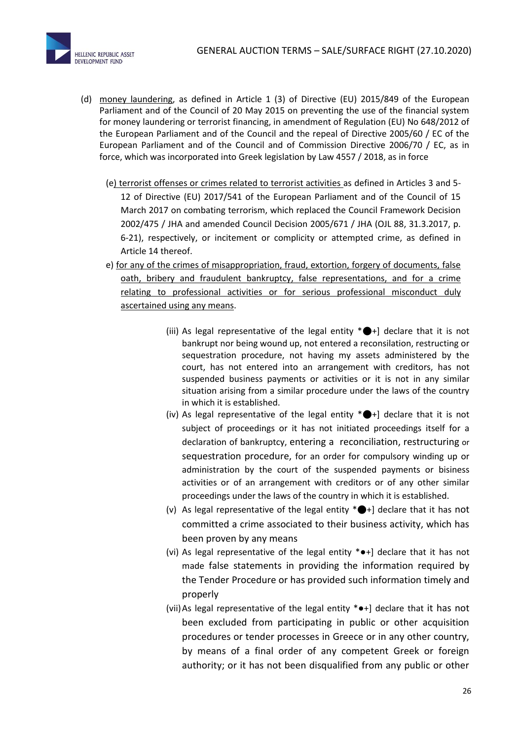(d) <u>money laundering</u>, as defined in Article 1 (3) of Directive (EU) 2015/849 of the European Parliament and of the Council of 20 May 2015 on preventing the use of the financial system for money laundering or terrorist financing, in amendment of Regulation (EU) No 648/2012 of the European Parliament and of the Council and the repeal of Directive 2005/60 / EC of the European Parliament and of the Council and of Commission Directive 2006/70 / EC, as in force, which was incorporated into Greek legislation by Law 4557 / 2018, as in force

(e<u>) terrorist offenses or crimes related to terrorist activities</u> as defined in Articles 3 and 5-12 of Directive (EU) 2017/541 of the European Parliament and of the Council of 15 March 2017 on combating terrorism, which replaced the Council Framework Decision 2002/475 / JHA and amended Council Decision 2005/671 / JHA (OJL 88, 31.3.2017, p. 6-21), respectively, or incitement or complicity or attempted crime, as defined in Article 14 thereof.

e) <u>for any of the crimes of misappropriation, fraud, extortion, forgery of documents, false oath, bribery and fraudulent bankruptcy, false representations, and for a crime relating to professional activities or for serious professional misconduct duly ascertained using any means</u>.

(iii) As legal representative of the legal entity *●+] declare that it is not bankrupt nor being wound up, not entered a reconsilation, restructing or sequestration procedure, not having my assets administered by the court, has not entered into an arrangement with creditors, has not suspended business payments or activities or it is not in any similar situation arising from a similar procedure under the laws of the country in which it is established.

(iv) As legal representative of the legal entity *●+] declare that it is not subject of proceedings or it has not initiated proceedings itself for a declaration of bankruptcy, entering a reconciliation, restructuring or sequestration procedure, for an order for compulsory winding up or administration by the court of the suspended payments or bisiness activities or of an arrangement with creditors or of any other similar proceedings under the laws of the country in which it is established.

(v) As legal representative of the legal entity *●+] declare that it has not committed a crime associated to their business activity, which has been proven by any means

(vi) As legal representative of the legal entity *●+] declare that it has not made false statements in providing the information required by the Tender Procedure or has provided such information timely and properly

(vii) As legal representative of the legal entity *●+] declare that it has not been excluded from participating in public or other acquisition procedures or tender processes in Greece or in any other country, by means of a final order of any competent Greek or foreign authority; or it has not been disqualified from any public or other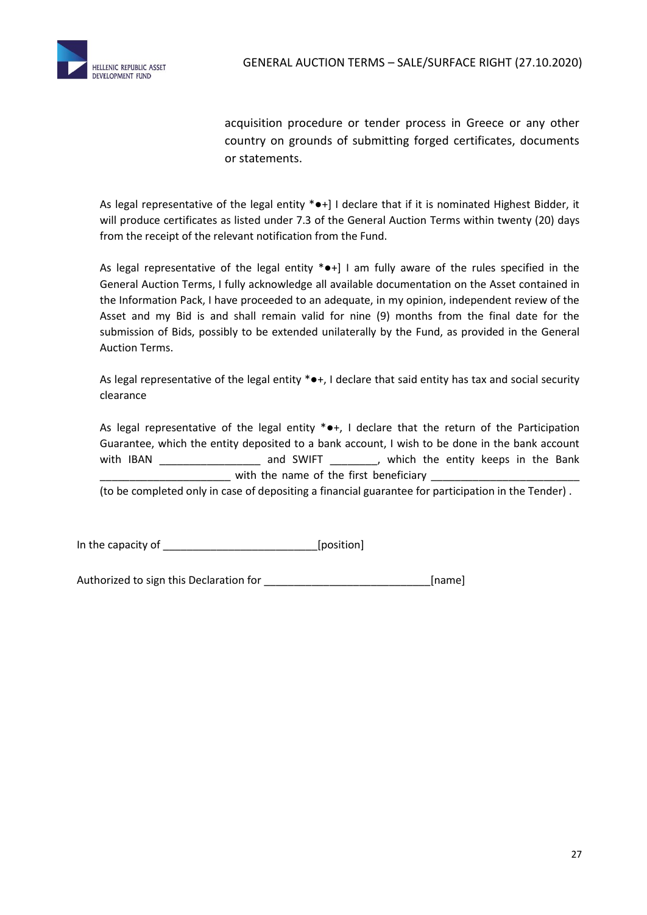acquisition procedure or tender process in Greece or any other country on grounds of submitting forged certificates, documents or statements.

As legal representative of the legal entity *●+] I declare that if it is nominated Highest Bidder, it will produce certificates as listed under 7.3 of the General Auction Terms within twenty (20) days from the receipt of the relevant notification from the Fund.

As legal representative of the legal entity *●+] I am fully aware of the rules specified in the General Auction Terms, I fully acknowledge all available documentation on the Asset contained in the Information Pack, I have proceeded to an adequate, in my opinion, independent review of the Asset and my Bid is and shall remain valid for nine (9) months from the final date for the submission of Bids, possibly to be extended unilaterally by the Fund, as provided in the General Auction Terms.

As legal representative of the legal entity *●+, I declare that said entity has tax and social security clearance

As legal representative of the legal entity *●+, I declare that the return of the Participation Guarantee, which the entity deposited to a bank account, I wish to be done in the bank account with IBAN _________________ and SWIFT ________, which the entity keeps in the Bank ______________________ with the name of the first beneficiary _________________________ (to be completed only in case of depositing a financial guarantee for participation in the Tender) .

In the capacity of __________________________[position]

Authorized to sign this Declaration for ____________________________[name]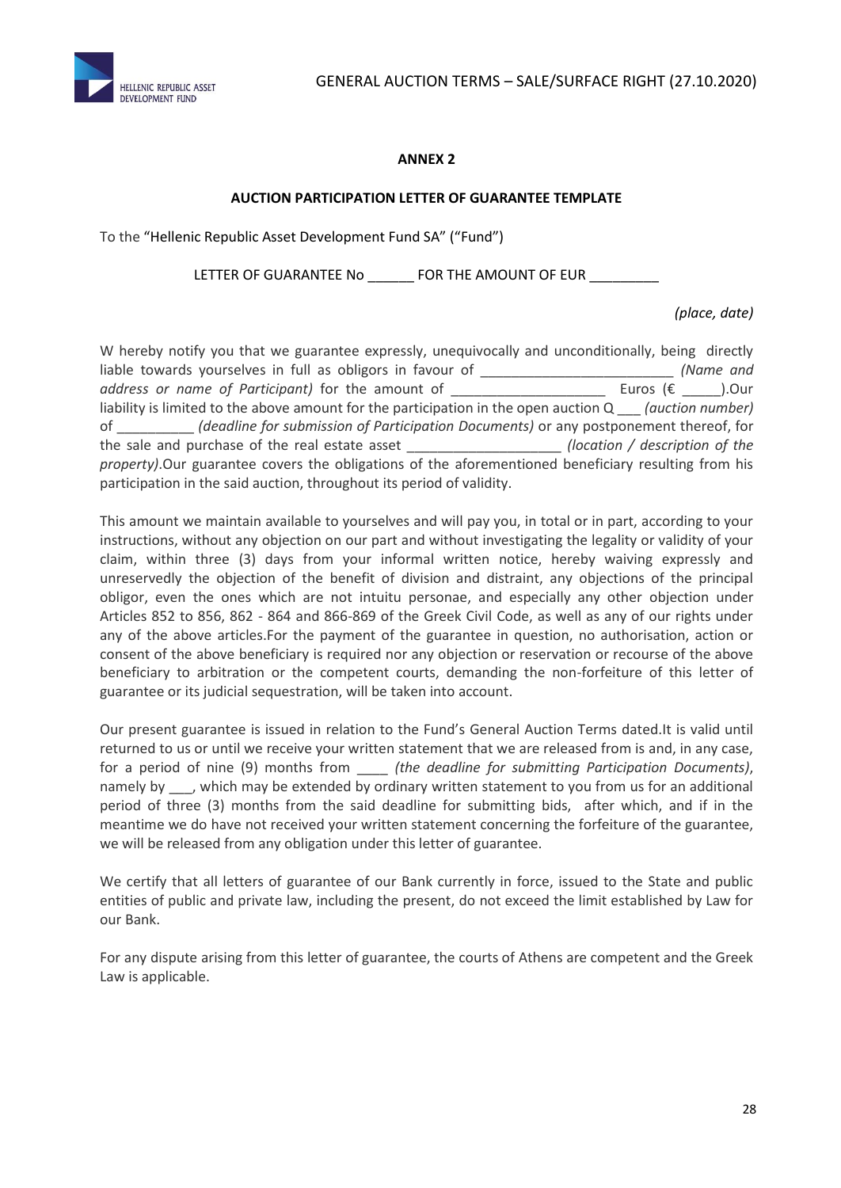**ANNEX 2**

**AUCTION PARTICIPATION LETTER OF GUARANTEE TEMPLATE**

To the "Hellenic Republic Asset Development Fund SA" ("Fund")

LETTER OF GUARANTEE No ______ FOR THE AMOUNT OF EUR _________

*(place, date)*

W hereby notify you that we guarantee expressly, unequivocally and unconditionally, being directly liable towards yourselves in full as obligors in favour of _________________________ *(Name and address or name of Participant)* for the amount of ____________________ Euros (€ _____).Our liability is limited to the above amount for the participation in the open auction Q ___ *(auction number)* of __________ *(deadline for submission of Participation Documents)* or any postponement thereof, for the sale and purchase of the real estate asset ____________________ *(location / description of the property)*.Our guarantee covers the obligations of the aforementioned beneficiary resulting from his participation in the said auction, throughout its period of validity.

This amount we maintain available to yourselves and will pay you, in total or in part, according to your instructions, without any objection on our part and without investigating the legality or validity of your claim, within three (3) days from your informal written notice, hereby waiving expressly and unreservedly the objection of the benefit of division and distraint, any objections of the principal obligor, even the ones which are not intuitu personae, and especially any other objection under Articles 852 to 856, 862 - 864 and 866-869 of the Greek Civil Code, as well as any of our rights under any of the above articles.For the payment of the guarantee in question, no authorisation, action or consent of the above beneficiary is required nor any objection or reservation or recourse of the above beneficiary to arbitration or the competent courts, demanding the non-forfeiture of this letter of guarantee or its judicial sequestration, will be taken into account.

Our present guarantee is issued in relation to the Fund's General Auction Terms dated.It is valid until returned to us or until we receive your written statement that we are released from is and, in any case, for a period of nine (9) months from ____ *(the deadline for submitting Participation Documents)*, namely by ___, which may be extended by ordinary written statement to you from us for an additional period of three (3) months from the said deadline for submitting bids, after which, and if in the meantime we do have not received your written statement concerning the forfeiture of the guarantee, we will be released from any obligation under this letter of guarantee.

We certify that all letters of guarantee of our Bank currently in force, issued to the State and public entities of public and private law, including the present, do not exceed the limit established by Law for our Bank.

For any dispute arising from this letter of guarantee, the courts of Athens are competent and the Greek Law is applicable.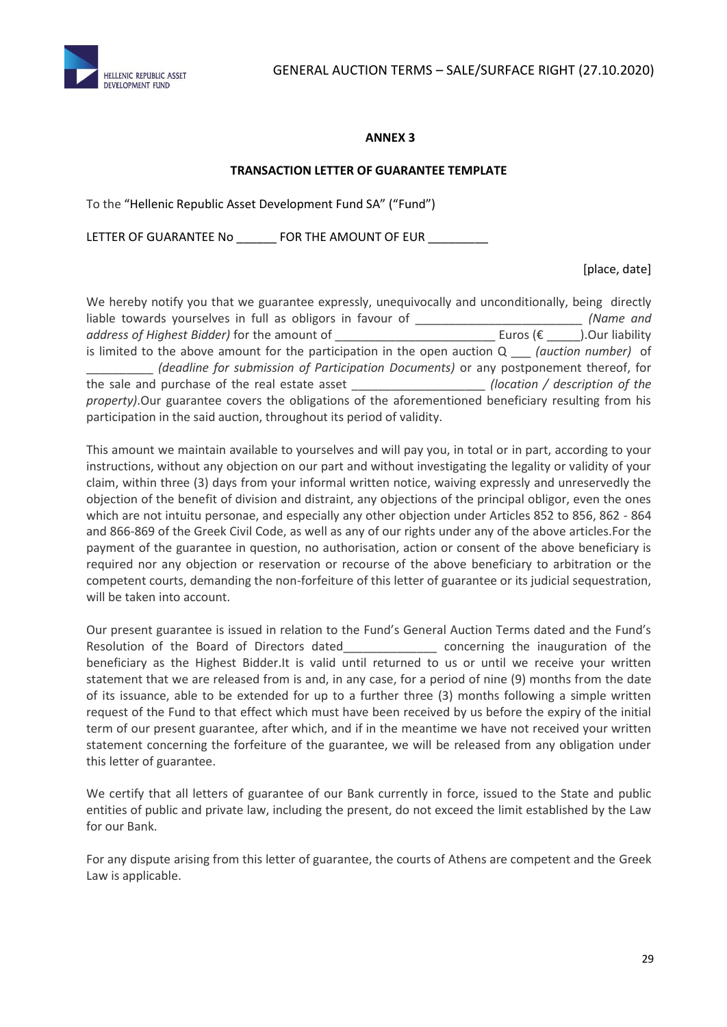## ANNEX 3

### TRANSACTION LETTER OF GUARANTEE TEMPLATE

To the "Hellenic Republic Asset Development Fund SA" ("Fund")

LETTER OF GUARANTEE No ______ FOR THE AMOUNT OF EUR _________

[place, date]

We hereby notify you that we guarantee expressly, unequivocally and unconditionally, being directly liable towards yourselves in full as obligors in favour of _________________________ *(Name and address of Highest Bidder)* for the amount of ________________________ Euros (€ _____).Our liability is limited to the above amount for the participation in the open auction Q ___ *(auction number)* of __________ *(deadline for submission of Participation Documents)* or any postponement thereof, for the sale and purchase of the real estate asset ____________________ *(location / description of the property)*.Our guarantee covers the obligations of the aforementioned beneficiary resulting from his participation in the said auction, throughout its period of validity.

This amount we maintain available to yourselves and will pay you, in total or in part, according to your instructions, without any objection on our part and without investigating the legality or validity of your claim, within three (3) days from your informal written notice, waiving expressly and unreservedly the objection of the benefit of division and distraint, any objections of the principal obligor, even the ones which are not intuitu personae, and especially any other objection under Articles 852 to 856, 862 - 864 and 866-869 of the Greek Civil Code, as well as any of our rights under any of the above articles.For the payment of the guarantee in question, no authorisation, action or consent of the above beneficiary is required nor any objection or reservation or recourse of the above beneficiary to arbitration or the competent courts, demanding the non-forfeiture of this letter of guarantee or its judicial sequestration, will be taken into account.

Our present guarantee is issued in relation to the Fund's General Auction Terms dated and the Fund's Resolution of the Board of Directors dated______________ concerning the inauguration of the beneficiary as the Highest Bidder.It is valid until returned to us or until we receive your written statement that we are released from is and, in any case, for a period of nine (9) months from the date of its issuance, able to be extended for up to a further three (3) months following a simple written request of the Fund to that effect which must have been received by us before the expiry of the initial term of our present guarantee, after which, and if in the meantime we have not received your written statement concerning the forfeiture of the guarantee, we will be released from any obligation under this letter of guarantee.

We certify that all letters of guarantee of our Bank currently in force, issued to the State and public entities of public and private law, including the present, do not exceed the limit established by the Law for our Bank.

For any dispute arising from this letter of guarantee, the courts of Athens are competent and the Greek Law is applicable.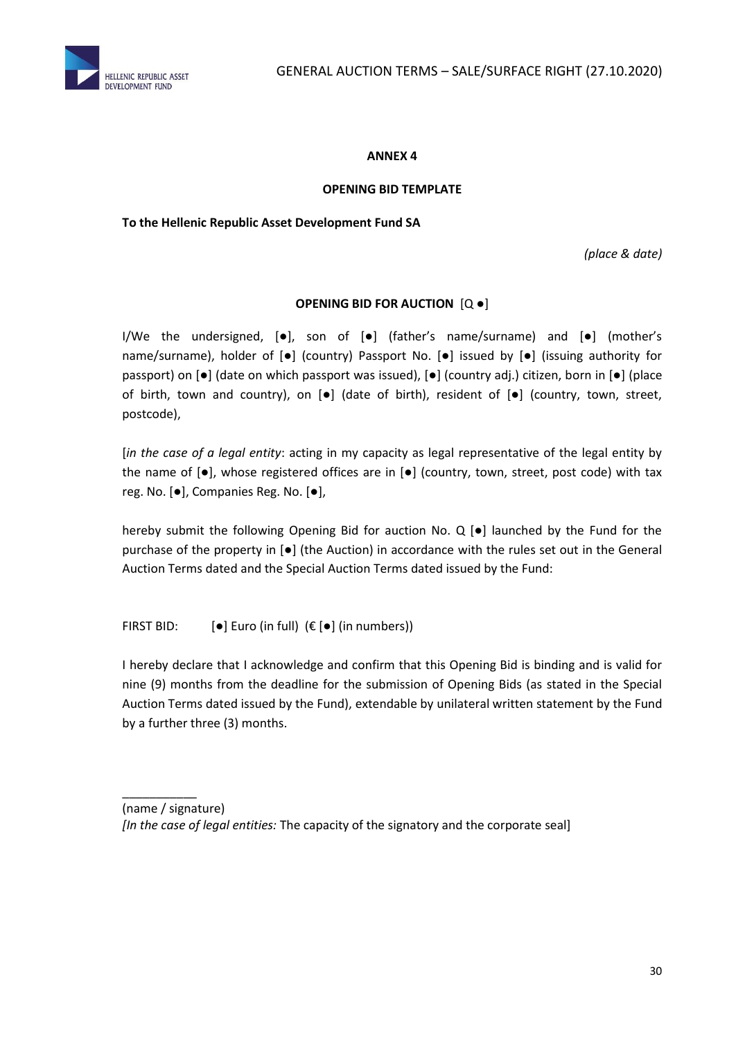**ANNEX 4**

**OPENING BID TEMPLATE**

**To the Hellenic Republic Asset Development Fund SA**

*(place & date)*

**OPENING BID FOR AUCTION** [Q ●]

I/We the undersigned, [●], son of [●] (father's name/surname) and [●] (mother's name/surname), holder of [●] (country) Passport No. [●] issued by [●] (issuing authority for passport) on [●] (date on which passport was issued), [●] (country adj.) citizen, born in [●] (place of birth, town and country), on [●] (date of birth), resident of [●] (country, town, street, postcode),

[*in the case of a legal entity*: acting in my capacity as legal representative of the legal entity by the name of [●], whose registered offices are in [●] (country, town, street, post code) with tax reg. No. [●], Companies Reg. No. [●],

hereby submit the following Opening Bid for auction No. Q [●] launched by the Fund for the purchase of the property in [●] (the Auction) in accordance with the rules set out in the General Auction Terms dated and the Special Auction Terms dated issued by the Fund:

FIRST BID: [●] Euro (in full) (€ [●] (in numbers))

I hereby declare that I acknowledge and confirm that this Opening Bid is binding and is valid for nine (9) months from the deadline for the submission of Opening Bids (as stated in the Special Auction Terms dated issued by the Fund), extendable by unilateral written statement by the Fund by a further three (3) months.

___________

(name / signature)

*[In the case of legal entities:* The capacity of the signatory and the corporate seal]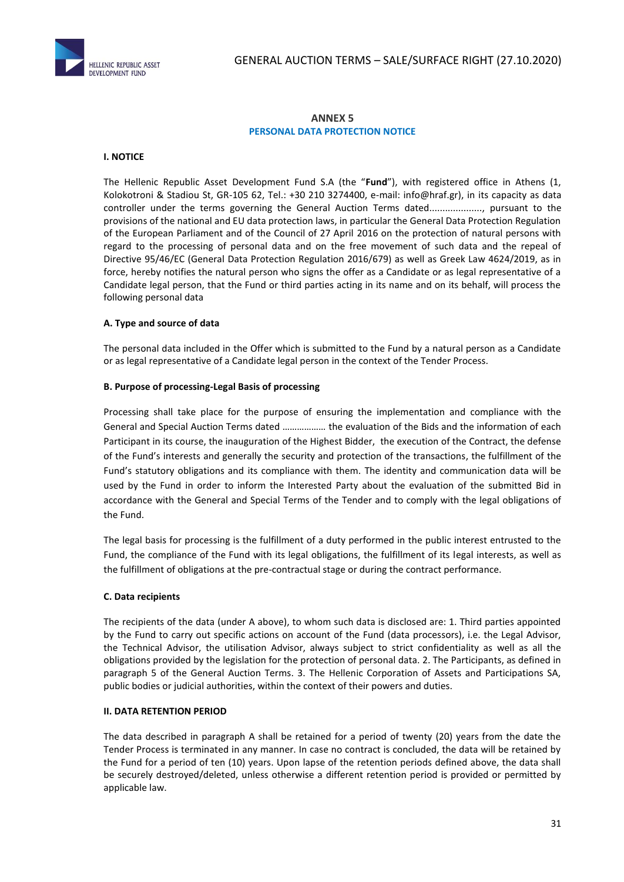## ANNEX 5
## PERSONAL DATA PROTECTION NOTICE

### I. NOTICE

The Hellenic Republic Asset Development Fund S.A (the "**Fund**"), with registered office in Athens (1, Kolokotroni & Stadiou St, GR-105 62, Tel.: +30 210 3274400, e-mail: info@hraf.gr), in its capacity as data controller under the terms governing the General Auction Terms dated...................., pursuant to the provisions of the national and EU data protection laws, in particular the General Data Protection Regulation of the European Parliament and of the Council of 27 April 2016 on the protection of natural persons with regard to the processing of personal data and on the free movement of such data and the repeal of Directive 95/46/EC (General Data Protection Regulation 2016/679) as well as Greek Law 4624/2019, as in force, hereby notifies the natural person who signs the offer as a Candidate or as legal representative of a Candidate legal person, that the Fund or third parties acting in its name and on its behalf, will process the following personal data

#### A. Type and source of data

The personal data included in the Offer which is submitted to the Fund by a natural person as a Candidate or as legal representative of a Candidate legal person in the context of the Tender Process.

#### B. Purpose of processing-Legal Basis of processing

Processing shall take place for the purpose of ensuring the implementation and compliance with the General and Special Auction Terms dated ……………… the evaluation of the Bids and the information of each Participant in its course, the inauguration of the Highest Bidder, the execution of the Contract, the defense of the Fund's interests and generally the security and protection of the transactions, the fulfillment of the Fund's statutory obligations and its compliance with them. The identity and communication data will be used by the Fund in order to inform the Interested Party about the evaluation of the submitted Bid in accordance with the General and Special Terms of the Tender and to comply with the legal obligations of the Fund.

The legal basis for processing is the fulfillment of a duty performed in the public interest entrusted to the Fund, the compliance of the Fund with its legal obligations, the fulfillment of its legal interests, as well as the fulfillment of obligations at the pre-contractual stage or during the contract performance.

#### C. Data recipients

The recipients of the data (under A above), to whom such data is disclosed are: 1. Third parties appointed by the Fund to carry out specific actions on account of the Fund (data processors), i.e. the Legal Advisor, the Technical Advisor, the utilisation Advisor, always subject to strict confidentiality as well as all the obligations provided by the legislation for the protection of personal data. 2. The Participants, as defined in paragraph 5 of the General Auction Terms. 3. The Hellenic Corporation of Assets and Participations SA, public bodies or judicial authorities, within the context of their powers and duties.

### II. DATA RETENTION PERIOD

The data described in paragraph A shall be retained for a period of twenty (20) years from the date the Tender Process is terminated in any manner. In case no contract is concluded, the data will be retained by the Fund for a period of ten (10) years. Upon lapse of the retention periods defined above, the data shall be securely destroyed/deleted, unless otherwise a different retention period is provided or permitted by applicable law.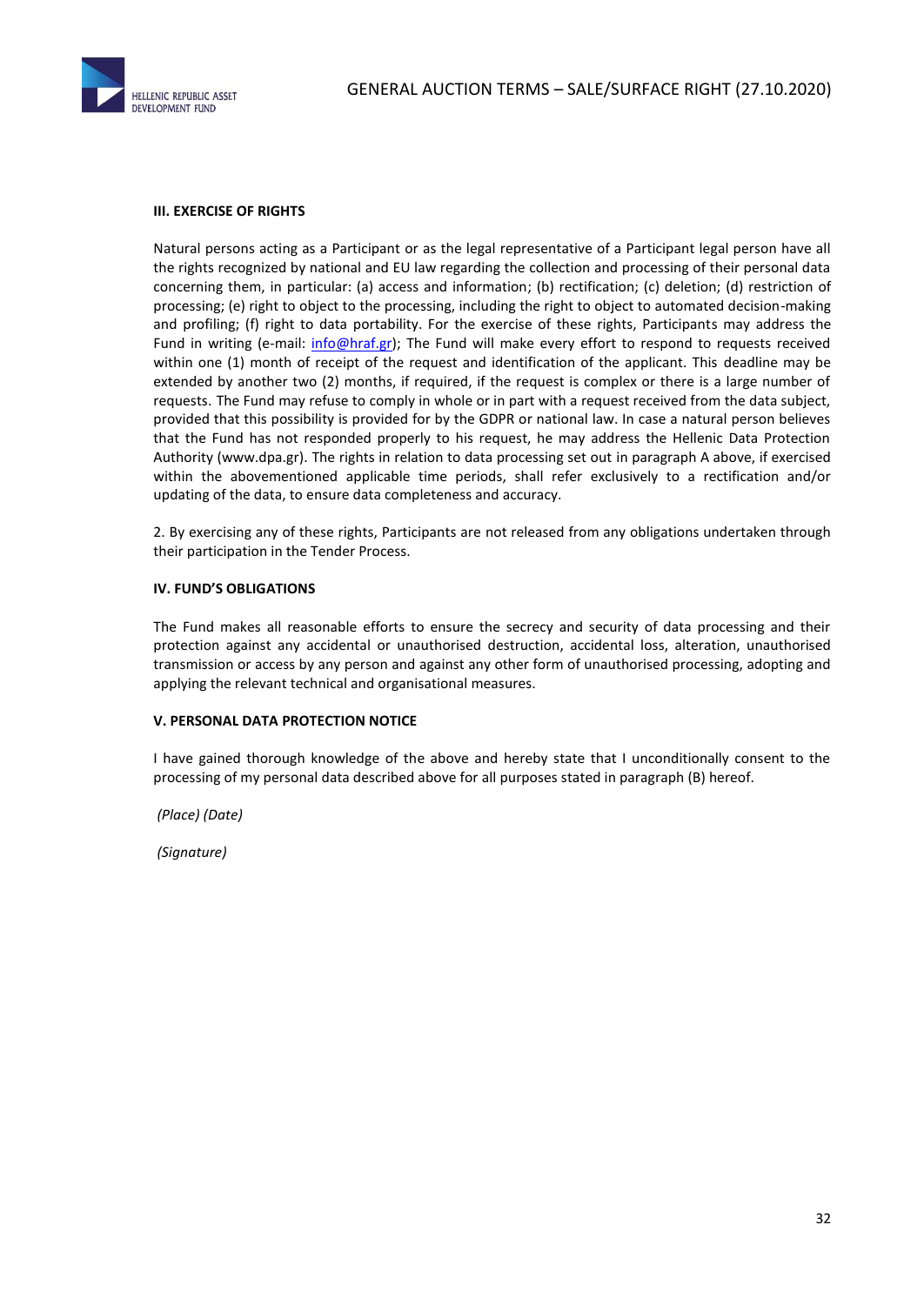### III. EXERCISE OF RIGHTS

Natural persons acting as a Participant or as the legal representative of a Participant legal person have all the rights recognized by national and EU law regarding the collection and processing of their personal data concerning them, in particular: (a) access and information; (b) rectification; (c) deletion; (d) restriction of processing; (e) right to object to the processing, including the right to object to automated decision-making and profiling; (f) right to data portability. For the exercise of these rights, Participants may address the Fund in writing (e-mail: info@hraf.gr); The Fund will make every effort to respond to requests received within one (1) month of receipt of the request and identification of the applicant. This deadline may be extended by another two (2) months, if required, if the request is complex or there is a large number of requests. The Fund may refuse to comply in whole or in part with a request received from the data subject, provided that this possibility is provided for by the GDPR or national law. In case a natural person believes that the Fund has not responded properly to his request, he may address the Hellenic Data Protection Authority (www.dpa.gr). The rights in relation to data processing set out in paragraph A above, if exercised within the abovementioned applicable time periods, shall refer exclusively to a rectification and/or updating of the data, to ensure data completeness and accuracy.

2. By exercising any of these rights, Participants are not released from any obligations undertaken through their participation in the Tender Process.

### IV. FUND'S OBLIGATIONS

The Fund makes all reasonable efforts to ensure the secrecy and security of data processing and their protection against any accidental or unauthorised destruction, accidental loss, alteration, unauthorised transmission or access by any person and against any other form of unauthorised processing, adopting and applying the relevant technical and organisational measures.

### V. PERSONAL DATA PROTECTION NOTICE

I have gained thorough knowledge of the above and hereby state that I unconditionally consent to the processing of my personal data described above for all purposes stated in paragraph (B) hereof.

*(Place) (Date)*

*(Signature)*